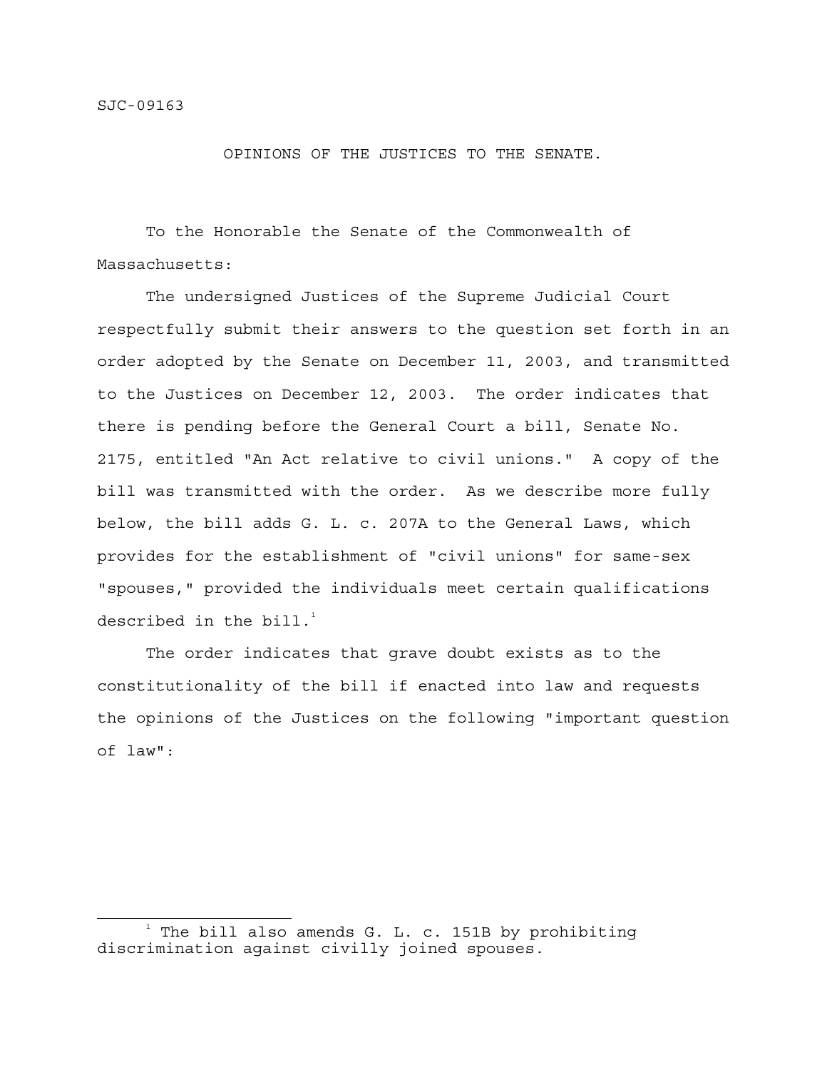SJC-09163

OPINIONS OF THE JUSTICES TO THE SENATE.

To the Honorable the Senate of the Commonwealth of Massachusetts:

The undersigned Justices of the Supreme Judicial Court respectfully submit their answers to the question set forth in an order adopted by the Senate on December 11, 2003, and transmitted to the Justices on December 12, 2003. The order indicates that there is pending before the General Court a bill, Senate No. 2175, entitled "An Act relative to civil unions." A copy of the bill was transmitted with the order. As we describe more fully below, the bill adds G. L. c. 207A to the General Laws, which provides for the establishment of "civil unions" for same-sex "spouses," provided the individuals meet certain qualifications described in the bill.[1]

The order indicates that grave doubt exists as to the constitutionality of the bill if enacted into law and requests the opinions of the Justices on the following "important question of law":

[1] The bill also amends G. L. c. 151B by prohibiting discrimination against civilly joined spouses.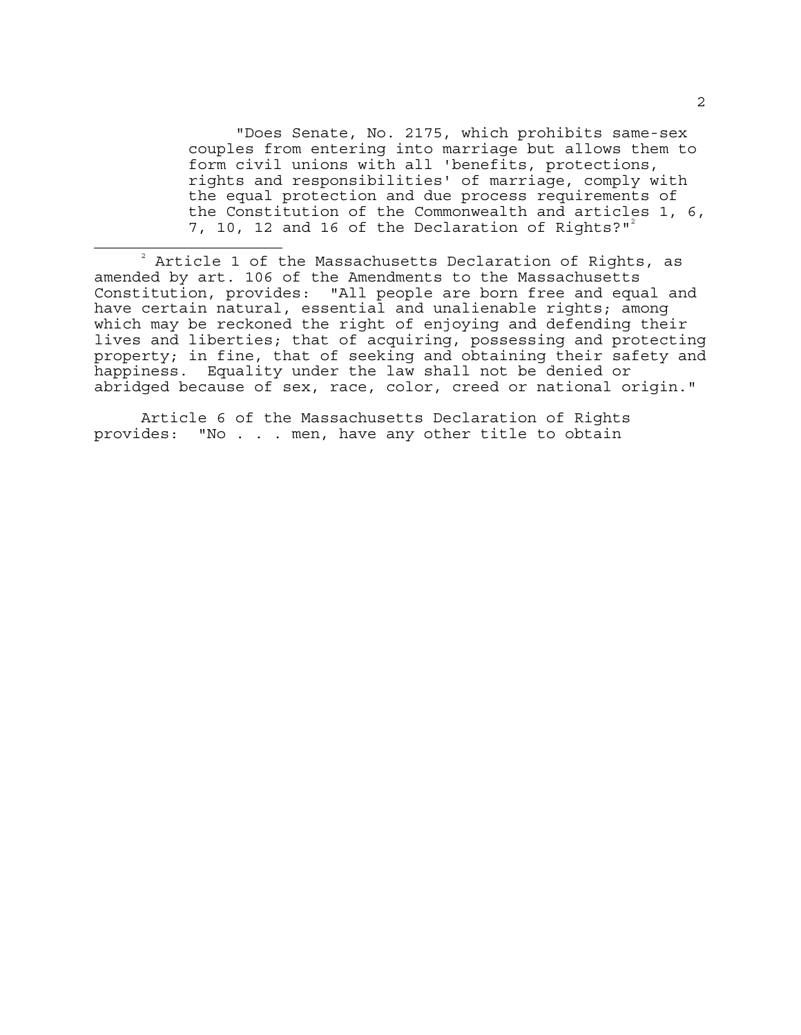> "Does Senate, No. 2175, which prohibits same-sex couples from entering into marriage but allows them to form civil unions with all 'benefits, protections, rights and responsibilities' of marriage, comply with the equal protection and due process requirements of the Constitution of the Commonwealth and articles 1, 6, 7, 10, 12 and 16 of the Declaration of Rights?"[2]

---

[2] Article 1 of the Massachusetts Declaration of Rights, as amended by art. 106 of the Amendments to the Massachusetts Constitution, provides: "All people are born free and equal and have certain natural, essential and unalienable rights; among which may be reckoned the right of enjoying and defending their lives and liberties; that of acquiring, possessing and protecting property; in fine, that of seeking and obtaining their safety and happiness. Equality under the law shall not be denied or abridged because of sex, race, color, creed or national origin."

Article 6 of the Massachusetts Declaration of Rights provides: "No . . . men, have any other title to obtain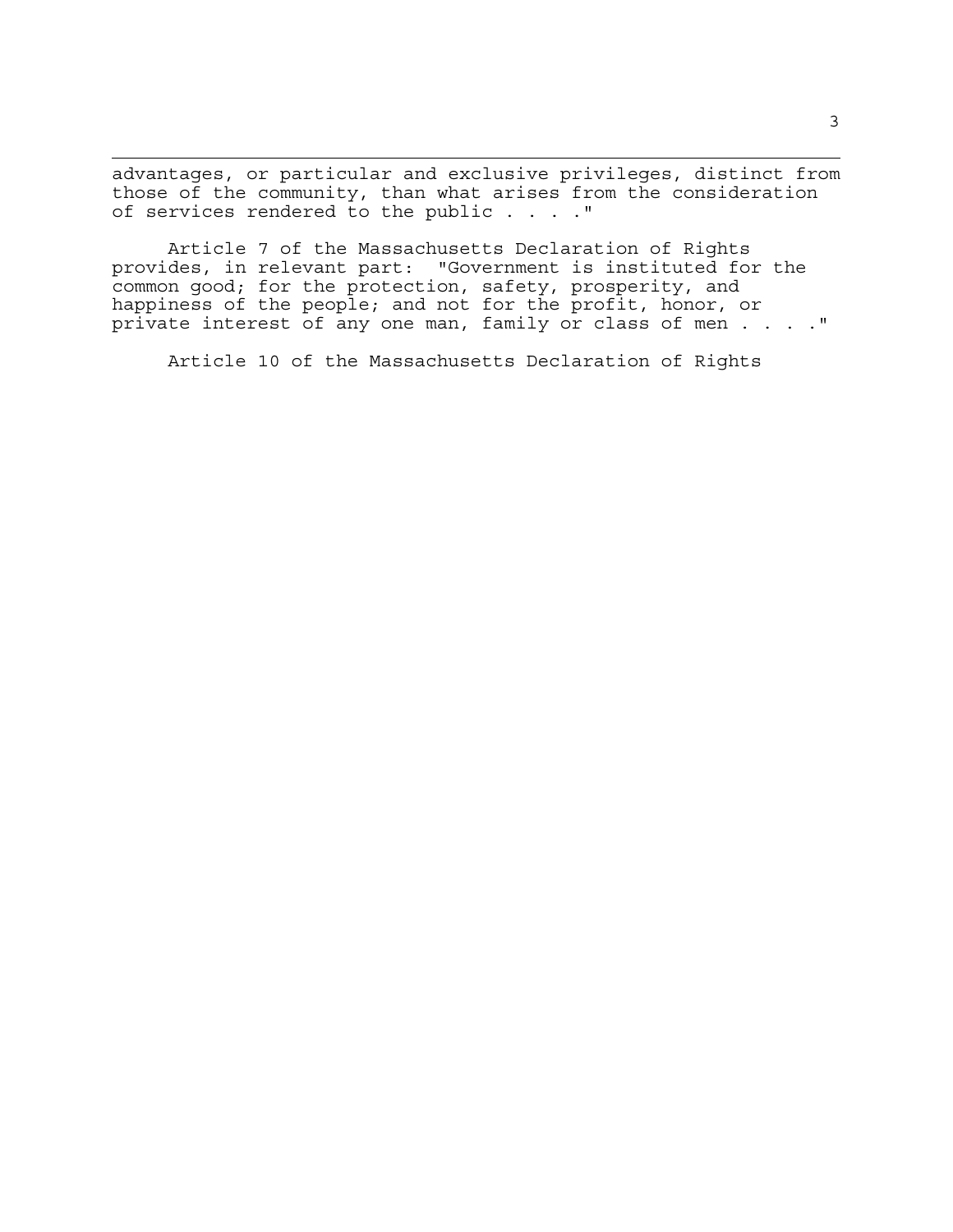advantages, or particular and exclusive privileges, distinct from those of the community, than what arises from the consideration of services rendered to the public . . . ."

Article 7 of the Massachusetts Declaration of Rights provides, in relevant part: "Government is instituted for the common good; for the protection, safety, prosperity, and happiness of the people; and not for the profit, honor, or private interest of any one man, family or class of men . . . ."

Article 10 of the Massachusetts Declaration of Rights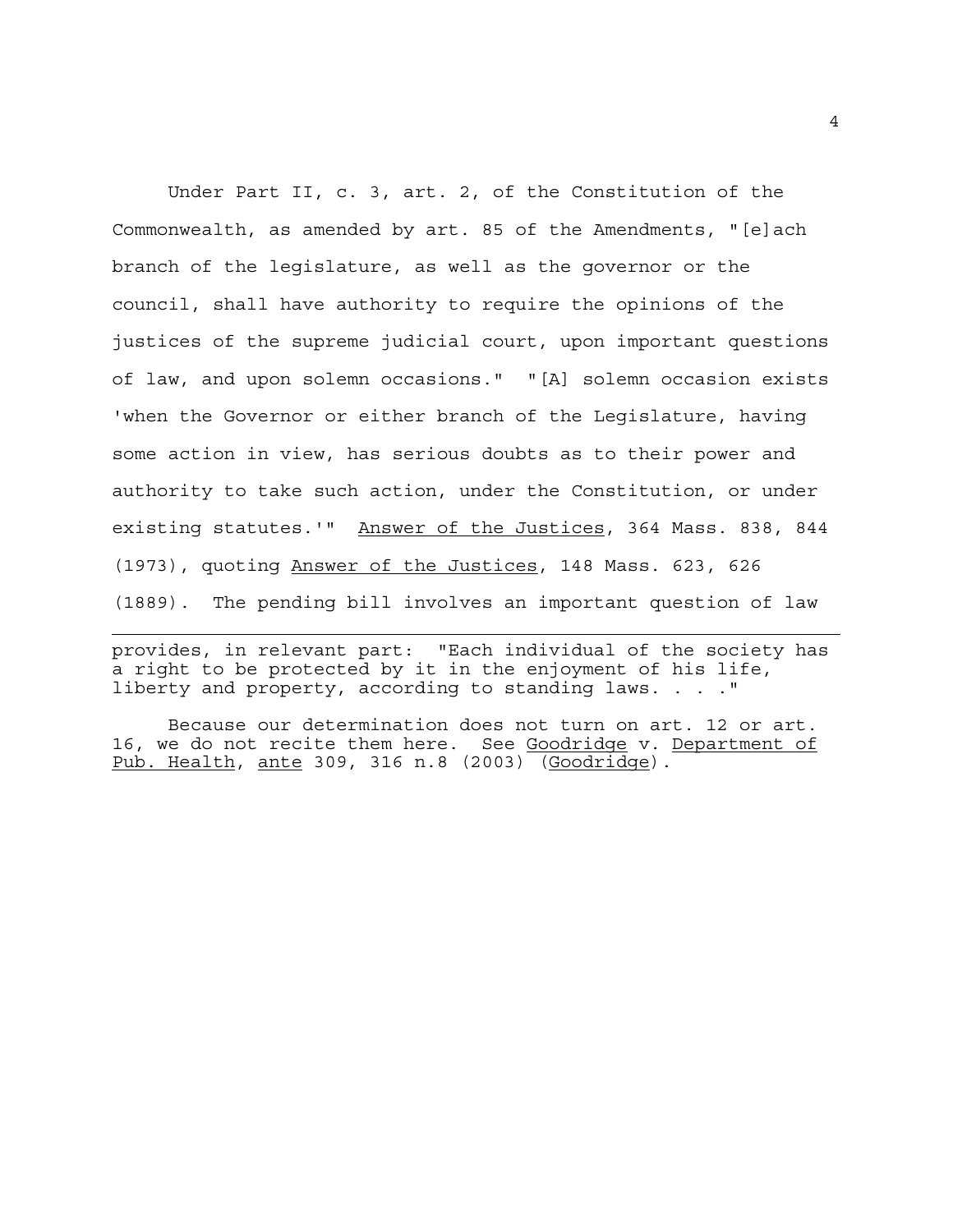Under Part II, c. 3, art. 2, of the Constitution of the Commonwealth, as amended by art. 85 of the Amendments, "[e]ach branch of the legislature, as well as the governor or the council, shall have authority to require the opinions of the justices of the supreme judicial court, upon important questions of law, and upon solemn occasions." "[A] solemn occasion exists 'when the Governor or either branch of the Legislature, having some action in view, has serious doubts as to their power and authority to take such action, under the Constitution, or under existing statutes.'" Answer of the Justices, 364 Mass. 838, 844 (1973), quoting Answer of the Justices, 148 Mass. 623, 626 (1889). The pending bill involves an important question of law

---

provides, in relevant part: "Each individual of the society has a right to be protected by it in the enjoyment of his life, liberty and property, according to standing laws. . . ."

Because our determination does not turn on art. 12 or art. 16, we do not recite them here. See Goodridge v. Department of Pub. Health, ante 309, 316 n.8 (2003) (Goodridge).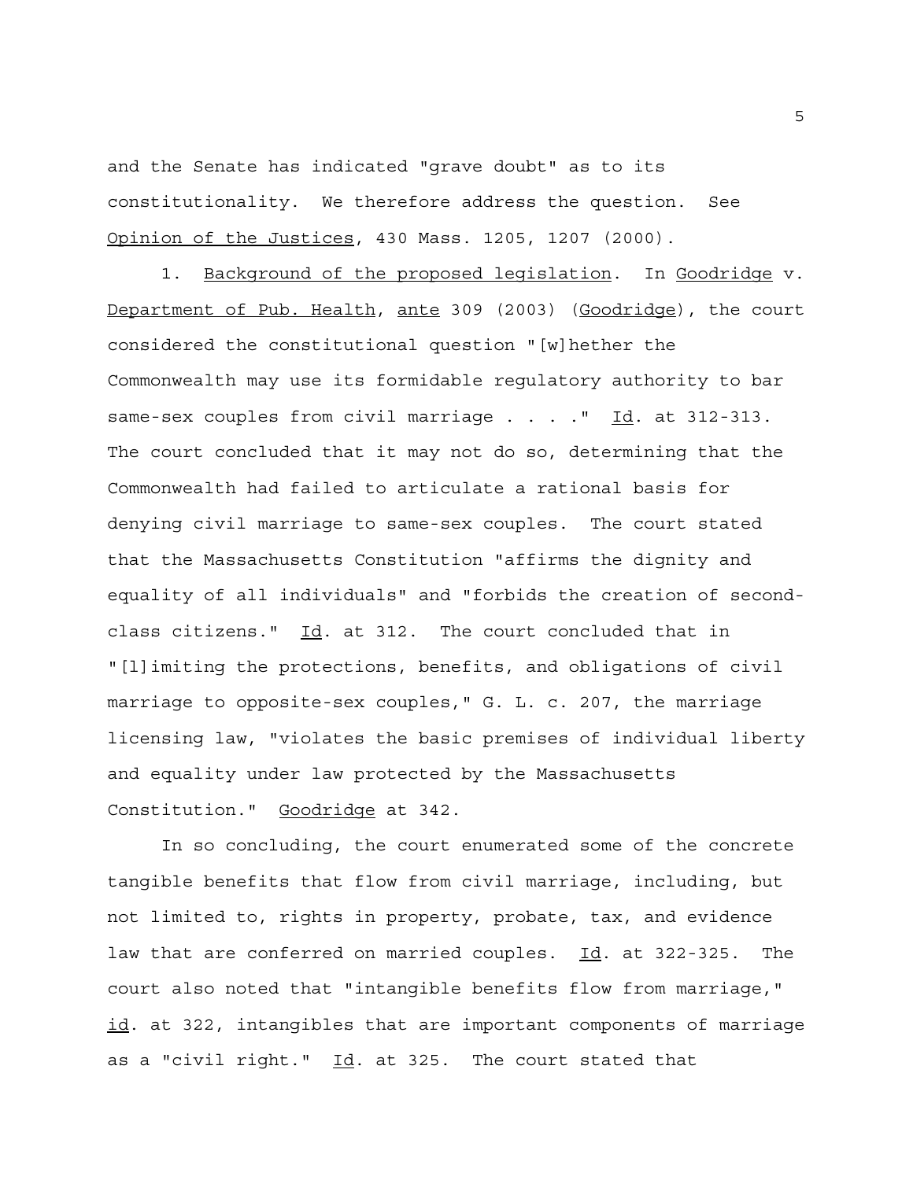and the Senate has indicated "grave doubt" as to its constitutionality. We therefore address the question. See Opinion of the Justices, 430 Mass. 1205, 1207 (2000).

1. Background of the proposed legislation. In Goodridge v. Department of Pub. Health, ante 309 (2003) (Goodridge), the court considered the constitutional question "[w]hether the Commonwealth may use its formidable regulatory authority to bar same-sex couples from civil marriage . . . ." Id. at 312-313. The court concluded that it may not do so, determining that the Commonwealth had failed to articulate a rational basis for denying civil marriage to same-sex couples. The court stated that the Massachusetts Constitution "affirms the dignity and equality of all individuals" and "forbids the creation of second-class citizens." Id. at 312. The court concluded that in "[l]imiting the protections, benefits, and obligations of civil marriage to opposite-sex couples," G. L. c. 207, the marriage licensing law, "violates the basic premises of individual liberty and equality under law protected by the Massachusetts Constitution." Goodridge at 342.

In so concluding, the court enumerated some of the concrete tangible benefits that flow from civil marriage, including, but not limited to, rights in property, probate, tax, and evidence law that are conferred on married couples. Id. at 322-325. The court also noted that "intangible benefits flow from marriage," id. at 322, intangibles that are important components of marriage as a "civil right." Id. at 325. The court stated that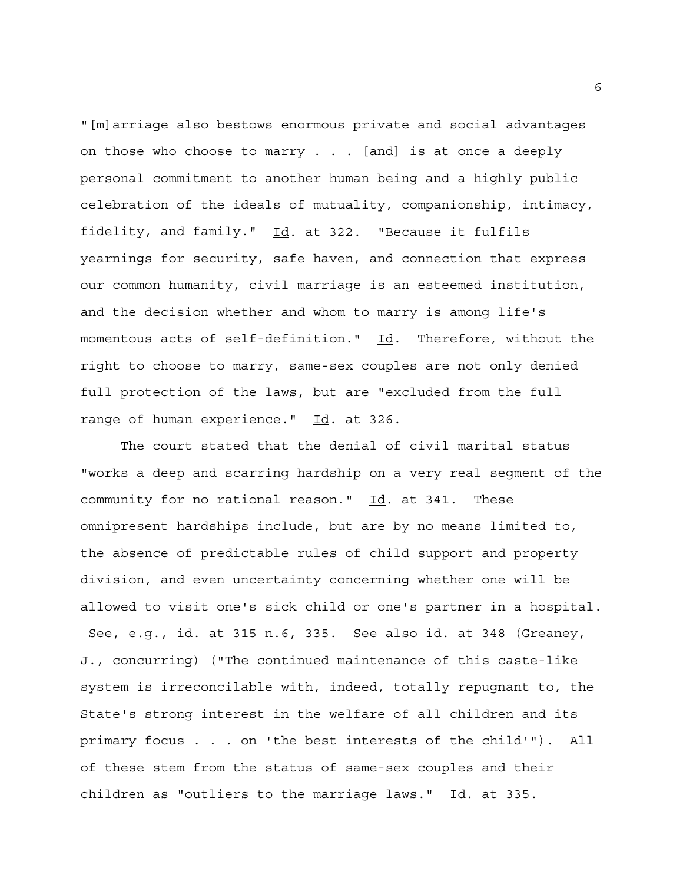"[m]arriage also bestows enormous private and social advantages on those who choose to marry . . . [and] is at once a deeply personal commitment to another human being and a highly public celebration of the ideals of mutuality, companionship, intimacy, fidelity, and family." Id. at 322. "Because it fulfils yearnings for security, safe haven, and connection that express our common humanity, civil marriage is an esteemed institution, and the decision whether and whom to marry is among life's momentous acts of self-definition." Id. Therefore, without the right to choose to marry, same-sex couples are not only denied full protection of the laws, but are "excluded from the full range of human experience." Id. at 326.

The court stated that the denial of civil marital status "works a deep and scarring hardship on a very real segment of the community for no rational reason." Id. at 341. These omnipresent hardships include, but are by no means limited to, the absence of predictable rules of child support and property division, and even uncertainty concerning whether one will be allowed to visit one's sick child or one's partner in a hospital. See, e.g., id. at 315 n.6, 335. See also id. at 348 (Greaney, J., concurring) ("The continued maintenance of this caste-like system is irreconcilable with, indeed, totally repugnant to, the State's strong interest in the welfare of all children and its primary focus . . . on 'the best interests of the child'"). All of these stem from the status of same-sex couples and their children as "outliers to the marriage laws." Id. at 335.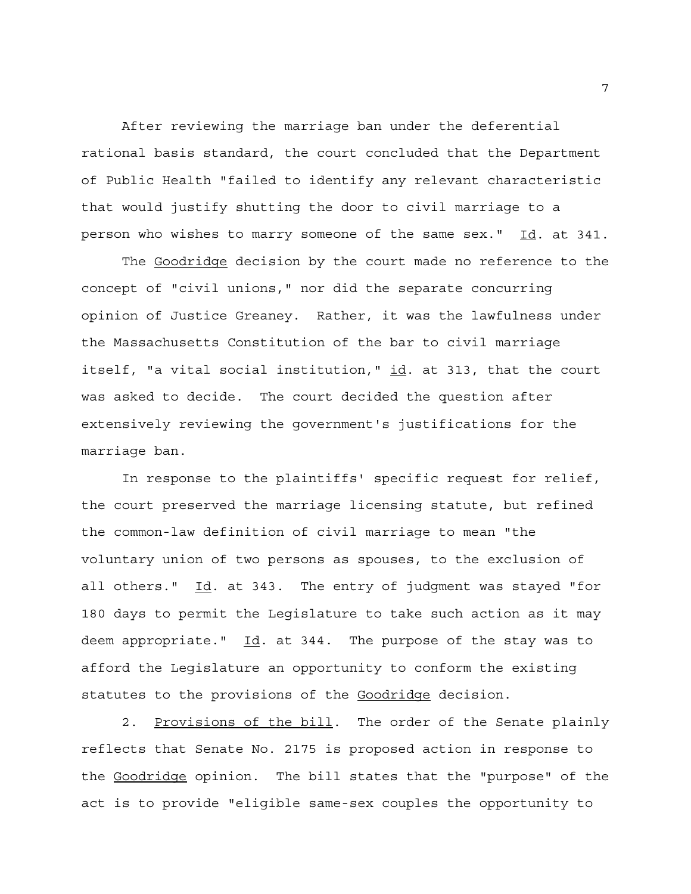After reviewing the marriage ban under the deferential rational basis standard, the court concluded that the Department of Public Health "failed to identify any relevant characteristic that would justify shutting the door to civil marriage to a person who wishes to marry someone of the same sex." Id. at 341.

The Goodridge decision by the court made no reference to the concept of "civil unions," nor did the separate concurring opinion of Justice Greaney. Rather, it was the lawfulness under the Massachusetts Constitution of the bar to civil marriage itself, "a vital social institution," id. at 313, that the court was asked to decide. The court decided the question after extensively reviewing the government's justifications for the marriage ban.

In response to the plaintiffs' specific request for relief, the court preserved the marriage licensing statute, but refined the common-law definition of civil marriage to mean "the voluntary union of two persons as spouses, to the exclusion of all others." Id. at 343. The entry of judgment was stayed "for 180 days to permit the Legislature to take such action as it may deem appropriate." Id. at 344. The purpose of the stay was to afford the Legislature an opportunity to conform the existing statutes to the provisions of the Goodridge decision.

2. Provisions of the bill. The order of the Senate plainly reflects that Senate No. 2175 is proposed action in response to the Goodridge opinion. The bill states that the "purpose" of the act is to provide "eligible same-sex couples the opportunity to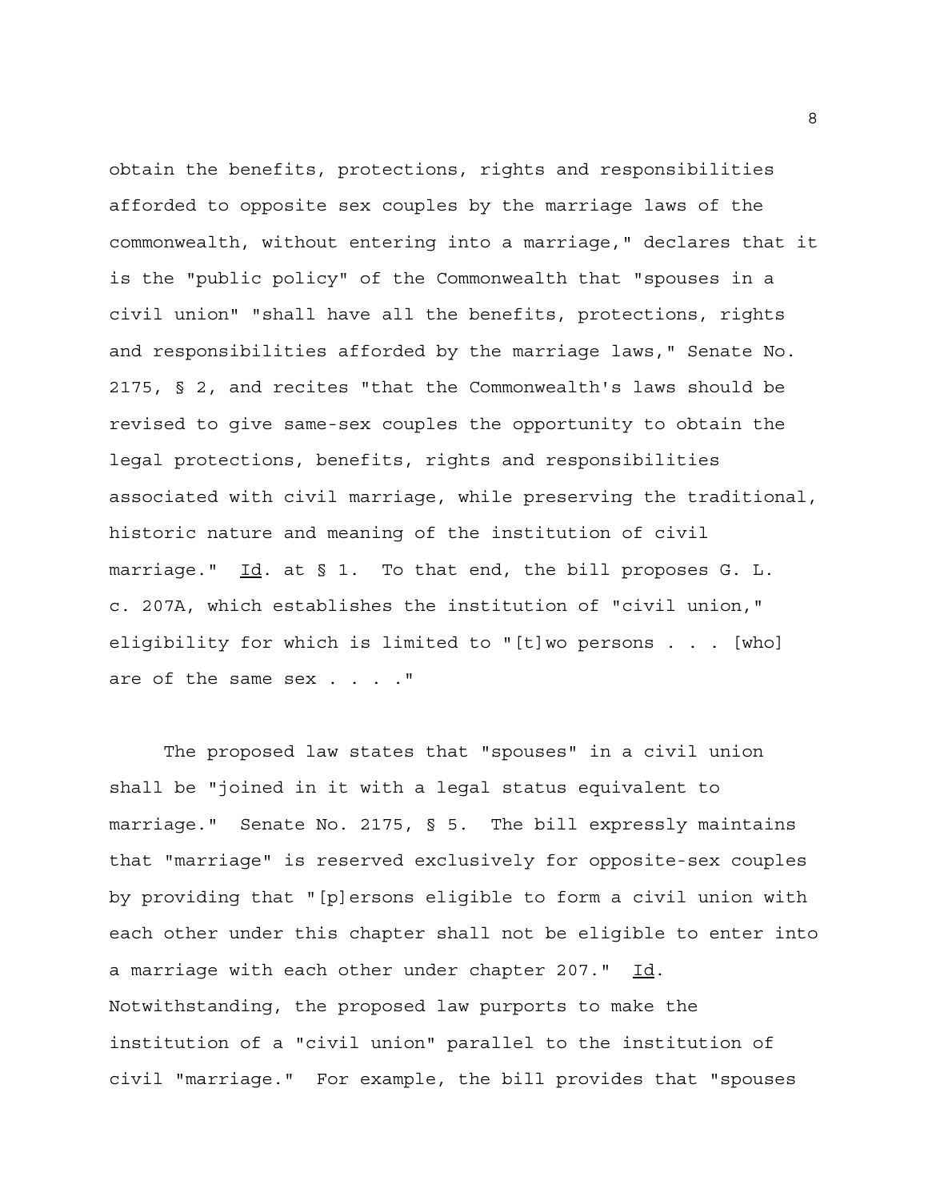obtain the benefits, protections, rights and responsibilities afforded to opposite sex couples by the marriage laws of the commonwealth, without entering into a marriage," declares that it is the "public policy" of the Commonwealth that "spouses in a civil union" "shall have all the benefits, protections, rights and responsibilities afforded by the marriage laws," Senate No. 2175, § 2, and recites "that the Commonwealth's laws should be revised to give same-sex couples the opportunity to obtain the legal protections, benefits, rights and responsibilities associated with civil marriage, while preserving the traditional, historic nature and meaning of the institution of civil marriage." Id. at § 1. To that end, the bill proposes G. L. c. 207A, which establishes the institution of "civil union," eligibility for which is limited to "[t]wo persons . . . [who] are of the same sex . . . ."

The proposed law states that "spouses" in a civil union shall be "joined in it with a legal status equivalent to marriage." Senate No. 2175, § 5. The bill expressly maintains that "marriage" is reserved exclusively for opposite-sex couples by providing that "[p]ersons eligible to form a civil union with each other under this chapter shall not be eligible to enter into a marriage with each other under chapter 207." Id. Notwithstanding, the proposed law purports to make the institution of a "civil union" parallel to the institution of civil "marriage." For example, the bill provides that "spouses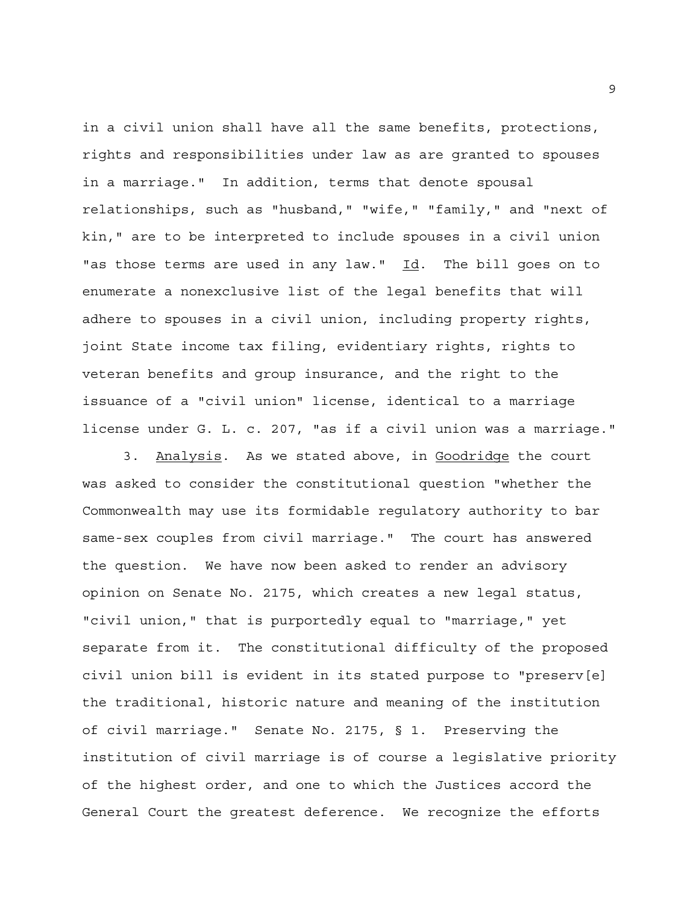in a civil union shall have all the same benefits, protections, rights and responsibilities under law as are granted to spouses in a marriage." In addition, terms that denote spousal relationships, such as "husband," "wife," "family," and "next of kin," are to be interpreted to include spouses in a civil union "as those terms are used in any law." Id. The bill goes on to enumerate a nonexclusive list of the legal benefits that will adhere to spouses in a civil union, including property rights, joint State income tax filing, evidentiary rights, rights to veteran benefits and group insurance, and the right to the issuance of a "civil union" license, identical to a marriage license under G. L. c. 207, "as if a civil union was a marriage."

3. Analysis. As we stated above, in Goodridge the court was asked to consider the constitutional question "whether the Commonwealth may use its formidable regulatory authority to bar same-sex couples from civil marriage." The court has answered the question. We have now been asked to render an advisory opinion on Senate No. 2175, which creates a new legal status, "civil union," that is purportedly equal to "marriage," yet separate from it. The constitutional difficulty of the proposed civil union bill is evident in its stated purpose to "preserv[e] the traditional, historic nature and meaning of the institution of civil marriage." Senate No. 2175, § 1. Preserving the institution of civil marriage is of course a legislative priority of the highest order, and one to which the Justices accord the General Court the greatest deference. We recognize the efforts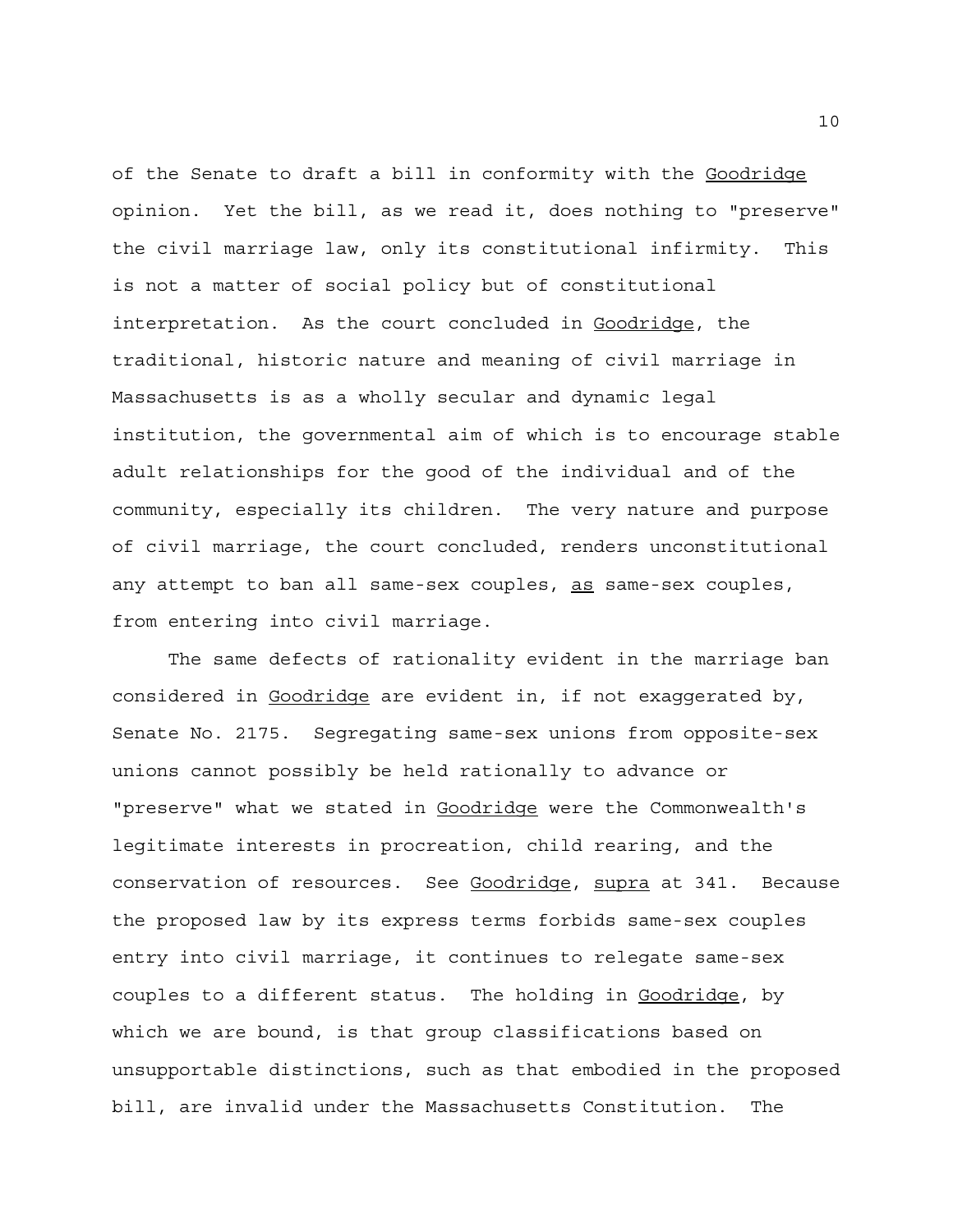of the Senate to draft a bill in conformity with the Goodridge opinion. Yet the bill, as we read it, does nothing to "preserve" the civil marriage law, only its constitutional infirmity. This is not a matter of social policy but of constitutional interpretation. As the court concluded in Goodridge, the traditional, historic nature and meaning of civil marriage in Massachusetts is as a wholly secular and dynamic legal institution, the governmental aim of which is to encourage stable adult relationships for the good of the individual and of the community, especially its children. The very nature and purpose of civil marriage, the court concluded, renders unconstitutional any attempt to ban all same-sex couples, as same-sex couples, from entering into civil marriage.

The same defects of rationality evident in the marriage ban considered in Goodridge are evident in, if not exaggerated by, Senate No. 2175. Segregating same-sex unions from opposite-sex unions cannot possibly be held rationally to advance or "preserve" what we stated in Goodridge were the Commonwealth's legitimate interests in procreation, child rearing, and the conservation of resources. See Goodridge, supra at 341. Because the proposed law by its express terms forbids same-sex couples entry into civil marriage, it continues to relegate same-sex couples to a different status. The holding in Goodridge, by which we are bound, is that group classifications based on unsupportable distinctions, such as that embodied in the proposed bill, are invalid under the Massachusetts Constitution. The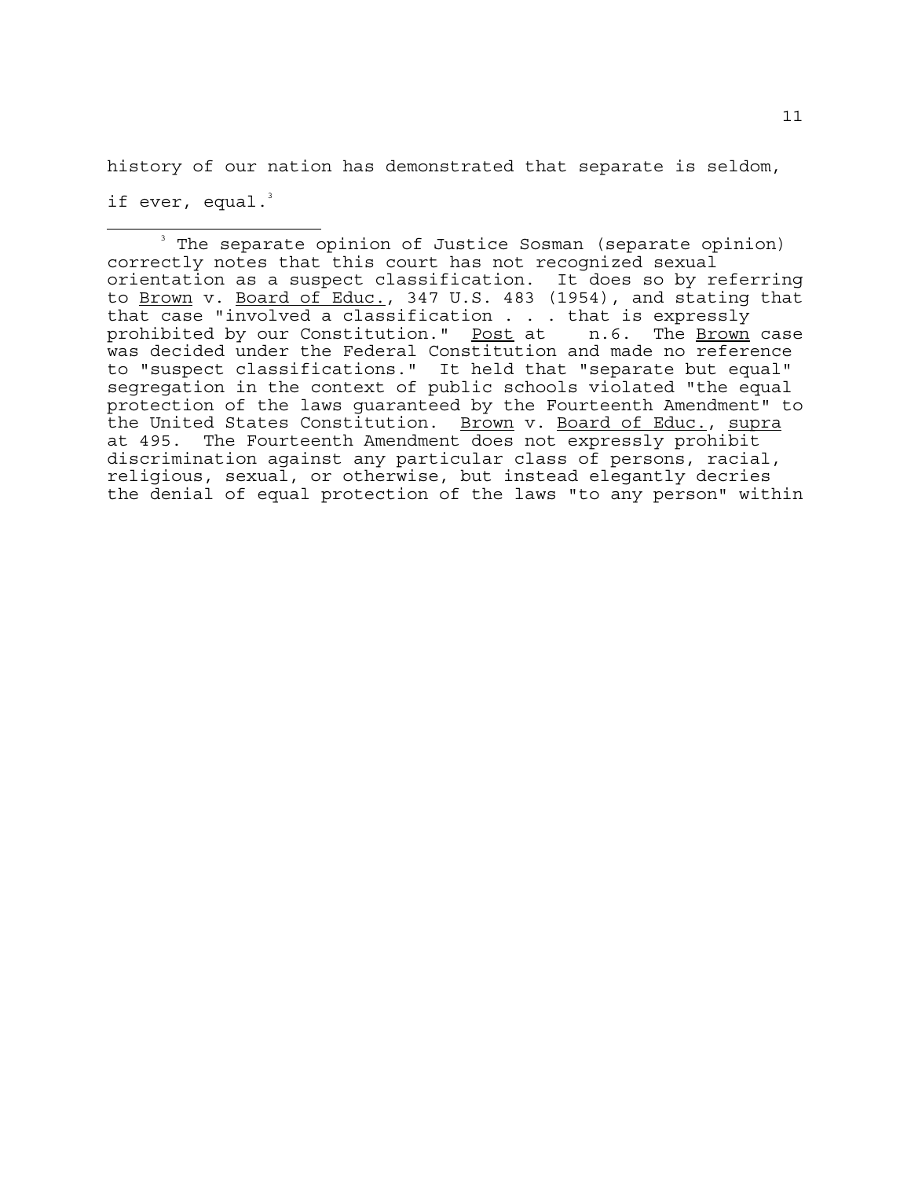history of our nation has demonstrated that separate is seldom, if ever, equal.[3]

---

[3] The separate opinion of Justice Sosman (separate opinion) correctly notes that this court has not recognized sexual orientation as a suspect classification. It does so by referring to Brown v. Board of Educ., 347 U.S. 483 (1954), and stating that that case "involved a classification . . . that is expressly prohibited by our Constitution." Post at n.6. The Brown case was decided under the Federal Constitution and made no reference to "suspect classifications." It held that "separate but equal" segregation in the context of public schools violated "the equal protection of the laws guaranteed by the Fourteenth Amendment" to the United States Constitution. Brown v. Board of Educ., supra at 495. The Fourteenth Amendment does not expressly prohibit discrimination against any particular class of persons, racial, religious, sexual, or otherwise, but instead elegantly decries the denial of equal protection of the laws "to any person" within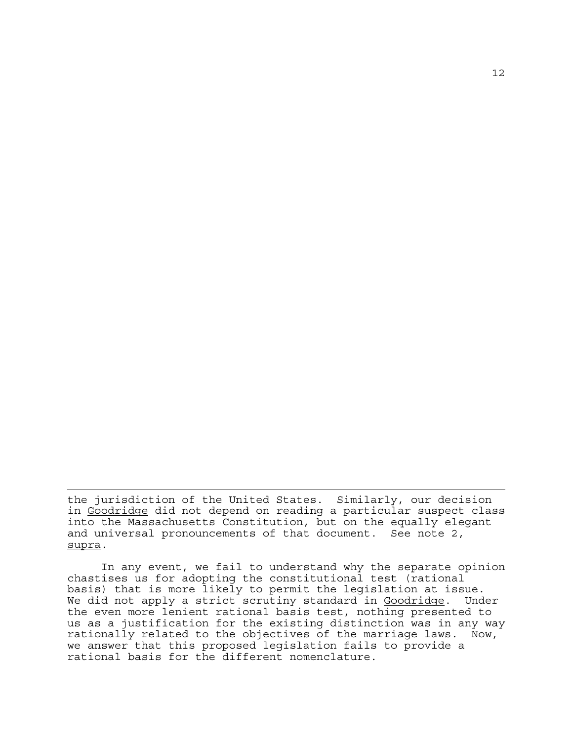the jurisdiction of the United States. Similarly, our decision in Goodridge did not depend on reading a particular suspect class into the Massachusetts Constitution, but on the equally elegant and universal pronouncements of that document. See note 2, supra.

In any event, we fail to understand why the separate opinion chastises us for adopting the constitutional test (rational basis) that is more likely to permit the legislation at issue. We did not apply a strict scrutiny standard in Goodridge. Under the even more lenient rational basis test, nothing presented to us as a justification for the existing distinction was in any way rationally related to the objectives of the marriage laws. Now, we answer that this proposed legislation fails to provide a rational basis for the different nomenclature.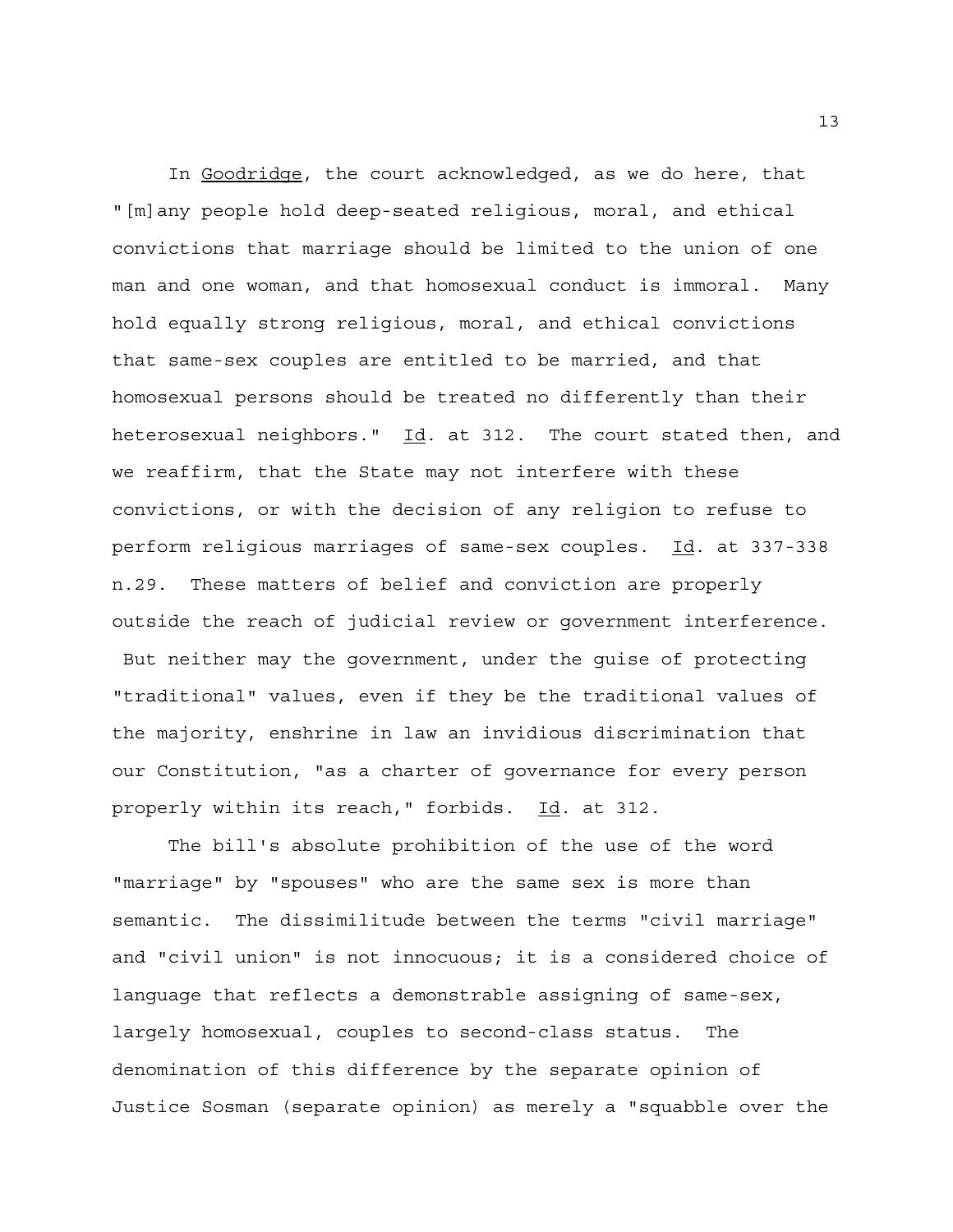In _Goodridge_, the court acknowledged, as we do here, that "[m]any people hold deep-seated religious, moral, and ethical convictions that marriage should be limited to the union of one man and one woman, and that homosexual conduct is immoral. Many hold equally strong religious, moral, and ethical convictions that same-sex couples are entitled to be married, and that homosexual persons should be treated no differently than their heterosexual neighbors." _Id_. at 312. The court stated then, and we reaffirm, that the State may not interfere with these convictions, or with the decision of any religion to refuse to perform religious marriages of same-sex couples. _Id_. at 337-338 n.29. These matters of belief and conviction are properly outside the reach of judicial review or government interference. But neither may the government, under the guise of protecting "traditional" values, even if they be the traditional values of the majority, enshrine in law an invidious discrimination that our Constitution, "as a charter of governance for every person properly within its reach," forbids. _Id_. at 312.

The bill's absolute prohibition of the use of the word "marriage" by "spouses" who are the same sex is more than semantic. The dissimilitude between the terms "civil marriage" and "civil union" is not innocuous; it is a considered choice of language that reflects a demonstrable assigning of same-sex, largely homosexual, couples to second-class status. The denomination of this difference by the separate opinion of Justice Sosman (separate opinion) as merely a "squabble over the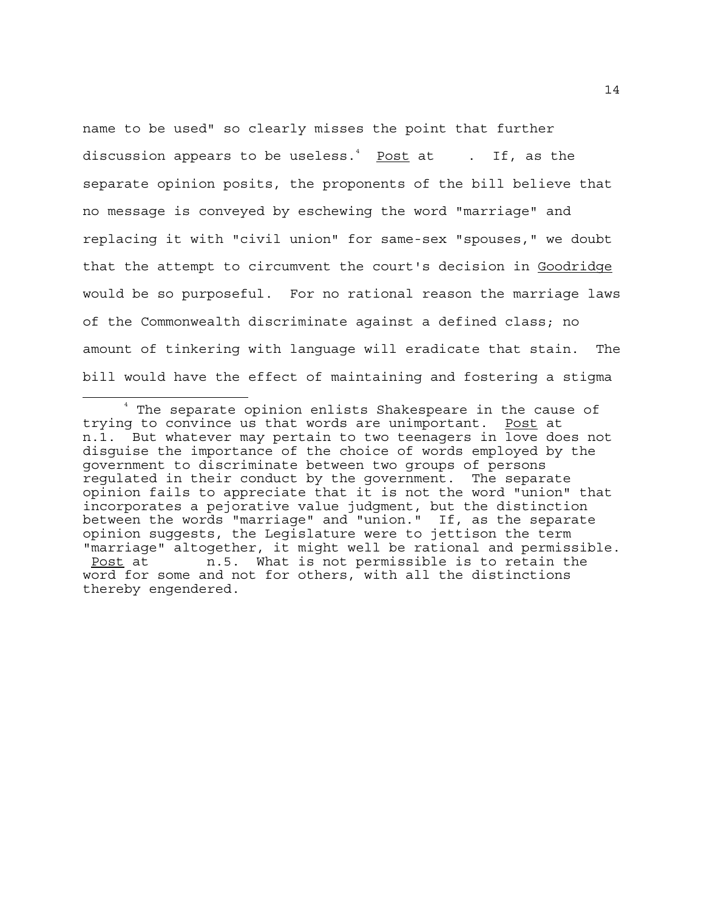name to be used" so clearly misses the point that further discussion appears to be useless.[4] _Post_ at . If, as the separate opinion posits, the proponents of the bill believe that no message is conveyed by eschewing the word "marriage" and replacing it with "civil union" for same-sex "spouses," we doubt that the attempt to circumvent the court's decision in _Goodridge_ would be so purposeful. For no rational reason the marriage laws of the Commonwealth discriminate against a defined class; no amount of tinkering with language will eradicate that stain. The bill would have the effect of maintaining and fostering a stigma

---

[4] The separate opinion enlists Shakespeare in the cause of trying to convince us that words are unimportant. _Post_ at n.1. But whatever may pertain to two teenagers in love does not disguise the importance of the choice of words employed by the government to discriminate between two groups of persons regulated in their conduct by the government. The separate opinion fails to appreciate that it is not the word "union" that incorporates a pejorative value judgment, but the distinction between the words "marriage" and "union." If, as the separate opinion suggests, the Legislature were to jettison the term "marriage" altogether, it might well be rational and permissible. _Post_ at n.5. What is not permissible is to retain the word for some and not for others, with all the distinctions thereby engendered.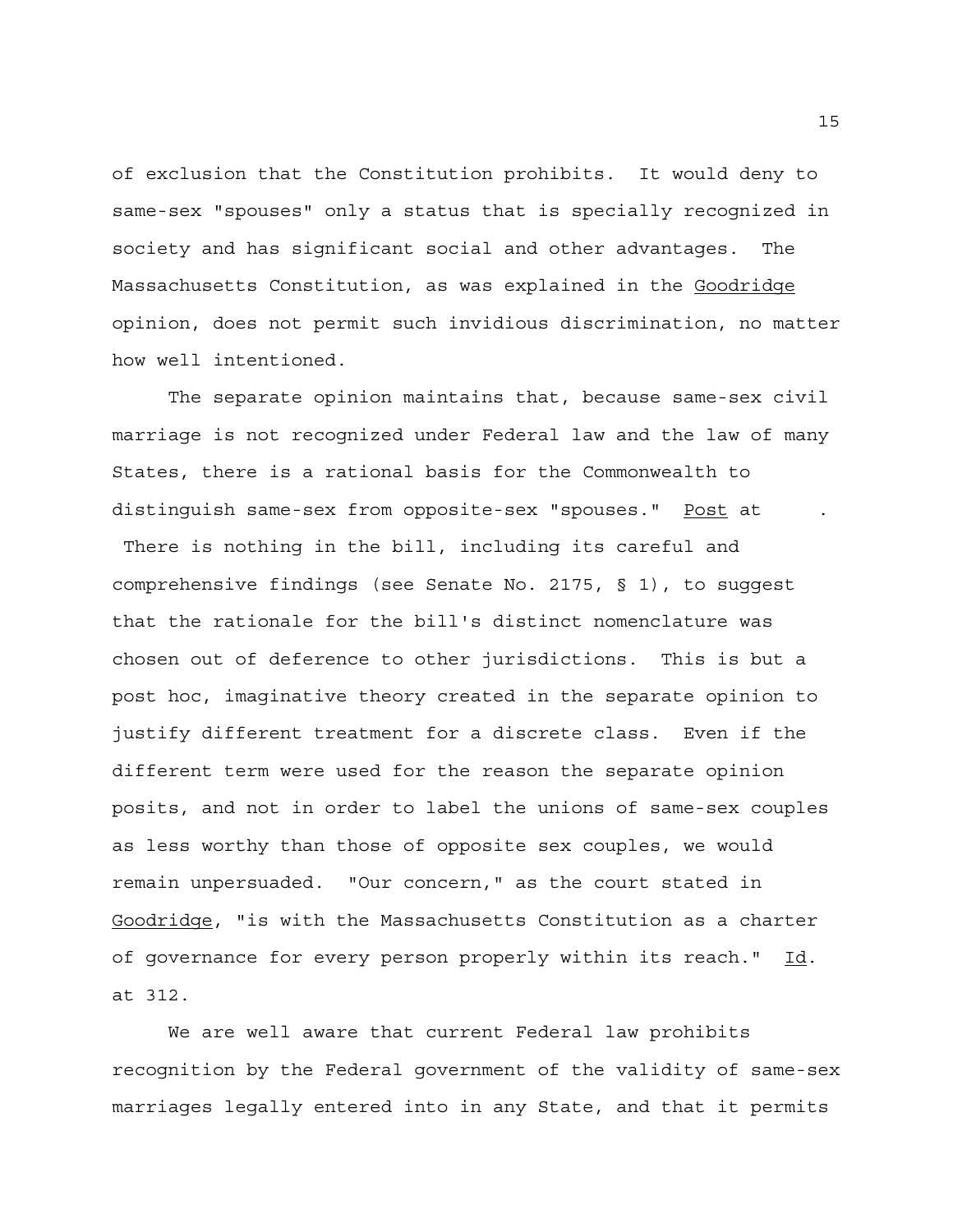of exclusion that the Constitution prohibits. It would deny to same-sex "spouses" only a status that is specially recognized in society and has significant social and other advantages. The Massachusetts Constitution, as was explained in the Goodridge opinion, does not permit such invidious discrimination, no matter how well intentioned.

The separate opinion maintains that, because same-sex civil marriage is not recognized under Federal law and the law of many States, there is a rational basis for the Commonwealth to distinguish same-sex from opposite-sex "spouses." Post at . There is nothing in the bill, including its careful and comprehensive findings (see Senate No. 2175, § 1), to suggest that the rationale for the bill's distinct nomenclature was chosen out of deference to other jurisdictions. This is but a post hoc, imaginative theory created in the separate opinion to justify different treatment for a discrete class. Even if the different term were used for the reason the separate opinion posits, and not in order to label the unions of same-sex couples as less worthy than those of opposite sex couples, we would remain unpersuaded. "Our concern," as the court stated in Goodridge, "is with the Massachusetts Constitution as a charter of governance for every person properly within its reach." Id. at 312.

We are well aware that current Federal law prohibits recognition by the Federal government of the validity of same-sex marriages legally entered into in any State, and that it permits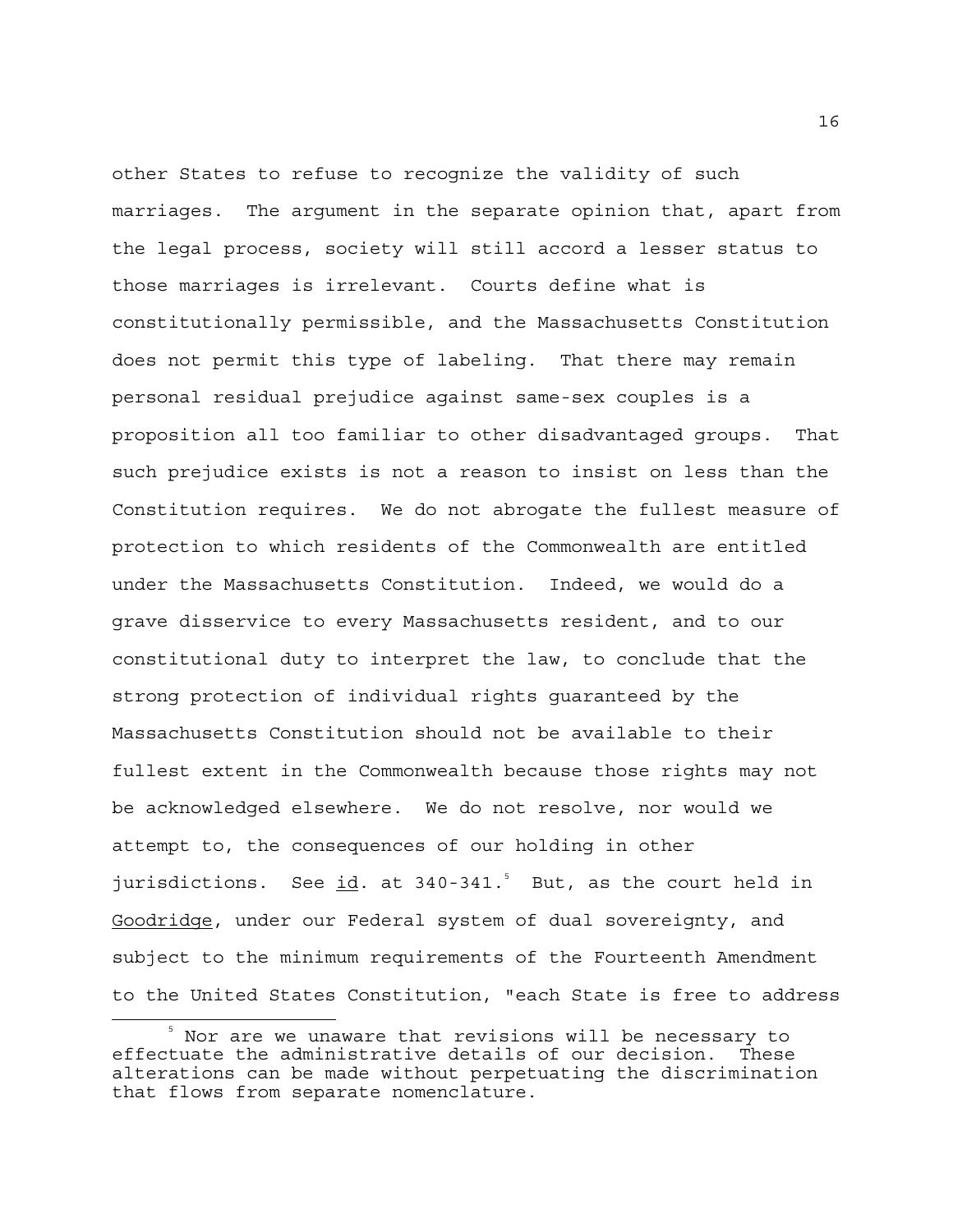other States to refuse to recognize the validity of such marriages. The argument in the separate opinion that, apart from the legal process, society will still accord a lesser status to those marriages is irrelevant. Courts define what is constitutionally permissible, and the Massachusetts Constitution does not permit this type of labeling. That there may remain personal residual prejudice against same-sex couples is a proposition all too familiar to other disadvantaged groups. That such prejudice exists is not a reason to insist on less than the Constitution requires. We do not abrogate the fullest measure of protection to which residents of the Commonwealth are entitled under the Massachusetts Constitution. Indeed, we would do a grave disservice to every Massachusetts resident, and to our constitutional duty to interpret the law, to conclude that the strong protection of individual rights guaranteed by the Massachusetts Constitution should not be available to their fullest extent in the Commonwealth because those rights may not be acknowledged elsewhere. We do not resolve, nor would we attempt to, the consequences of our holding in other jurisdictions. See id. at 340-341.[5] But, as the court held in Goodridge, under our Federal system of dual sovereignty, and subject to the minimum requirements of the Fourteenth Amendment to the United States Constitution, "each State is free to address

---

[5] Nor are we unaware that revisions will be necessary to effectuate the administrative details of our decision. These alterations can be made without perpetuating the discrimination that flows from separate nomenclature.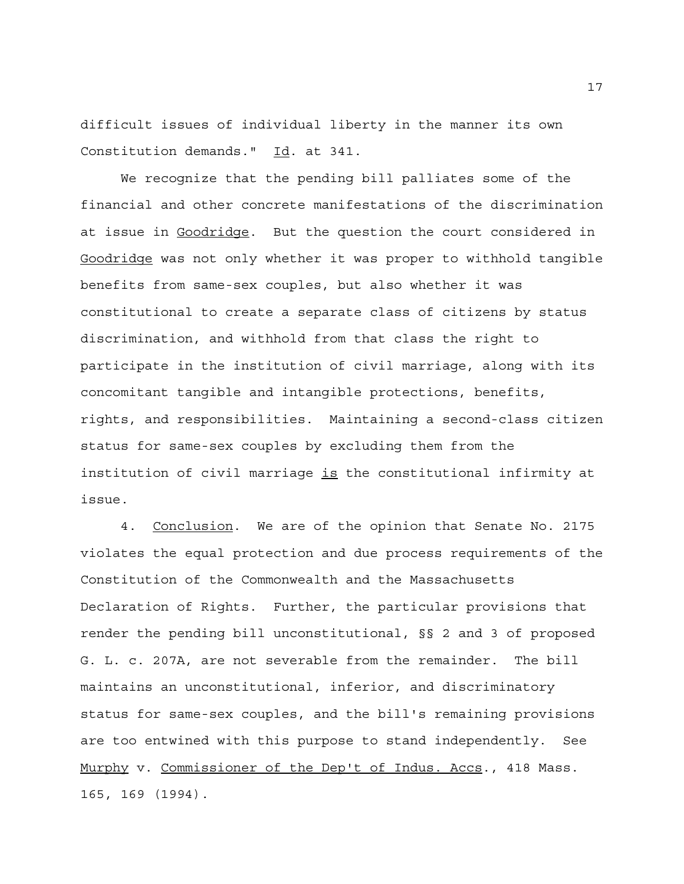difficult issues of individual liberty in the manner its own Constitution demands." _Id_. at 341.

We recognize that the pending bill palliates some of the financial and other concrete manifestations of the discrimination at issue in _Goodridge_. But the question the court considered in _Goodridge_ was not only whether it was proper to withhold tangible benefits from same-sex couples, but also whether it was constitutional to create a separate class of citizens by status discrimination, and withhold from that class the right to participate in the institution of civil marriage, along with its concomitant tangible and intangible protections, benefits, rights, and responsibilities. Maintaining a second-class citizen status for same-sex couples by excluding them from the institution of civil marriage _is_ the constitutional infirmity at issue.

4. _Conclusion_. We are of the opinion that Senate No. 2175 violates the equal protection and due process requirements of the Constitution of the Commonwealth and the Massachusetts Declaration of Rights. Further, the particular provisions that render the pending bill unconstitutional, §§ 2 and 3 of proposed G. L. c. 207A, are not severable from the remainder. The bill maintains an unconstitutional, inferior, and discriminatory status for same-sex couples, and the bill's remaining provisions are too entwined with this purpose to stand independently. See _Murphy_ v. _Commissioner of the Dep't of Indus. Accs_., 418 Mass. 165, 169 (1994).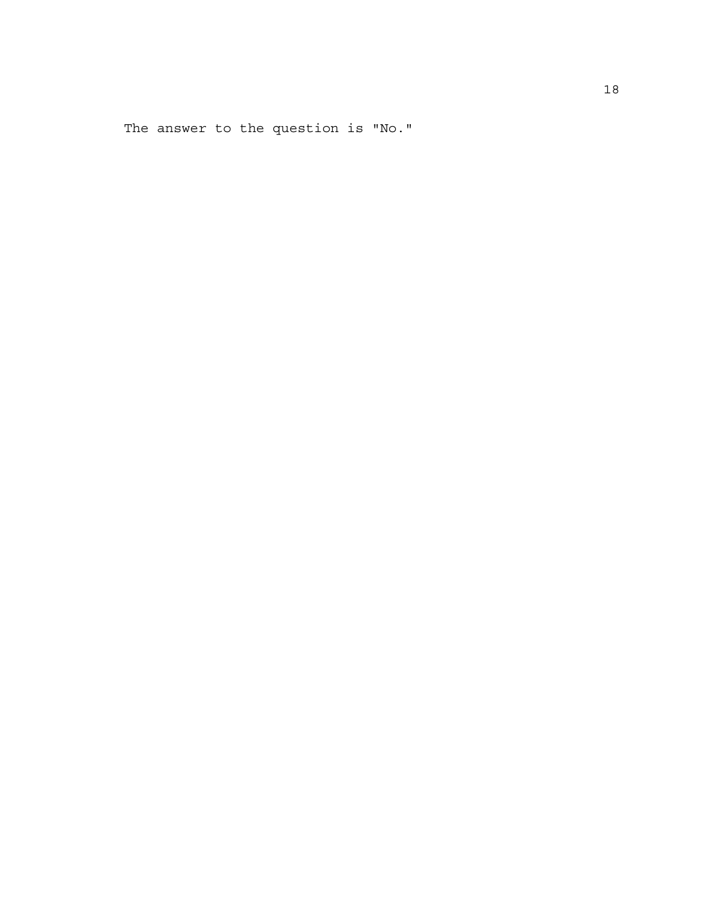The answer to the question is "No."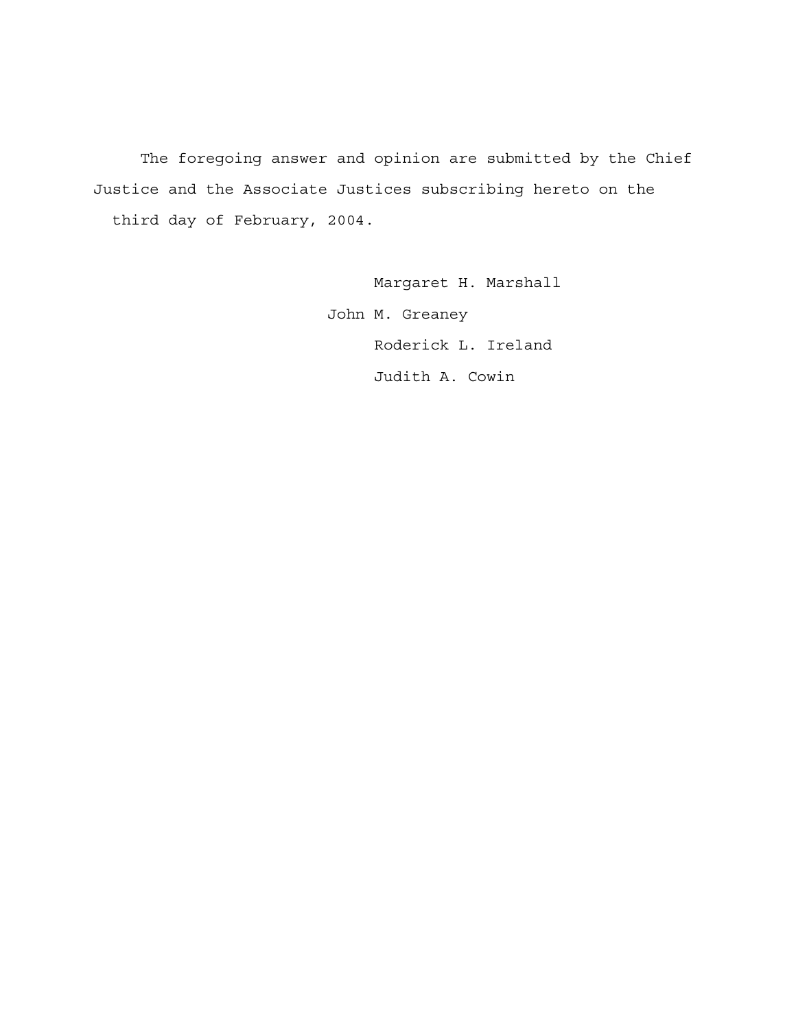The foregoing answer and opinion are submitted by the Chief Justice and the Associate Justices subscribing hereto on the third day of February, 2004.

Margaret H. Marshall

John M. Greaney

Roderick L. Ireland

Judith A. Cowin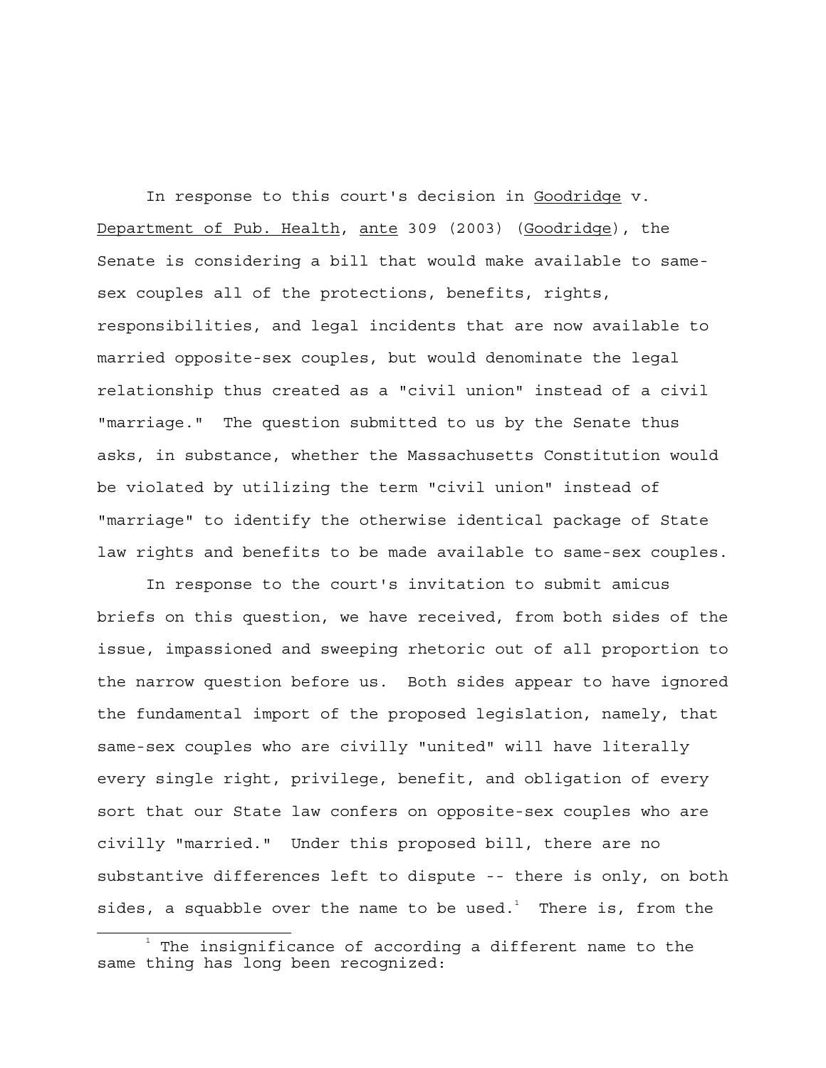In response to this court's decision in Goodridge v. Department of Pub. Health, ante 309 (2003) (Goodridge), the Senate is considering a bill that would make available to same-sex couples all of the protections, benefits, rights, responsibilities, and legal incidents that are now available to married opposite-sex couples, but would denominate the legal relationship thus created as a "civil union" instead of a civil "marriage." The question submitted to us by the Senate thus asks, in substance, whether the Massachusetts Constitution would be violated by utilizing the term "civil union" instead of "marriage" to identify the otherwise identical package of State law rights and benefits to be made available to same-sex couples.

In response to the court's invitation to submit amicus briefs on this question, we have received, from both sides of the issue, impassioned and sweeping rhetoric out of all proportion to the narrow question before us. Both sides appear to have ignored the fundamental import of the proposed legislation, namely, that same-sex couples who are civilly "united" will have literally every single right, privilege, benefit, and obligation of every sort that our State law confers on opposite-sex couples who are civilly "married." Under this proposed bill, there are no substantive differences left to dispute -- there is only, on both sides, a squabble over the name to be used.[1] There is, from the

---

[1] The insignificance of according a different name to the same thing has long been recognized: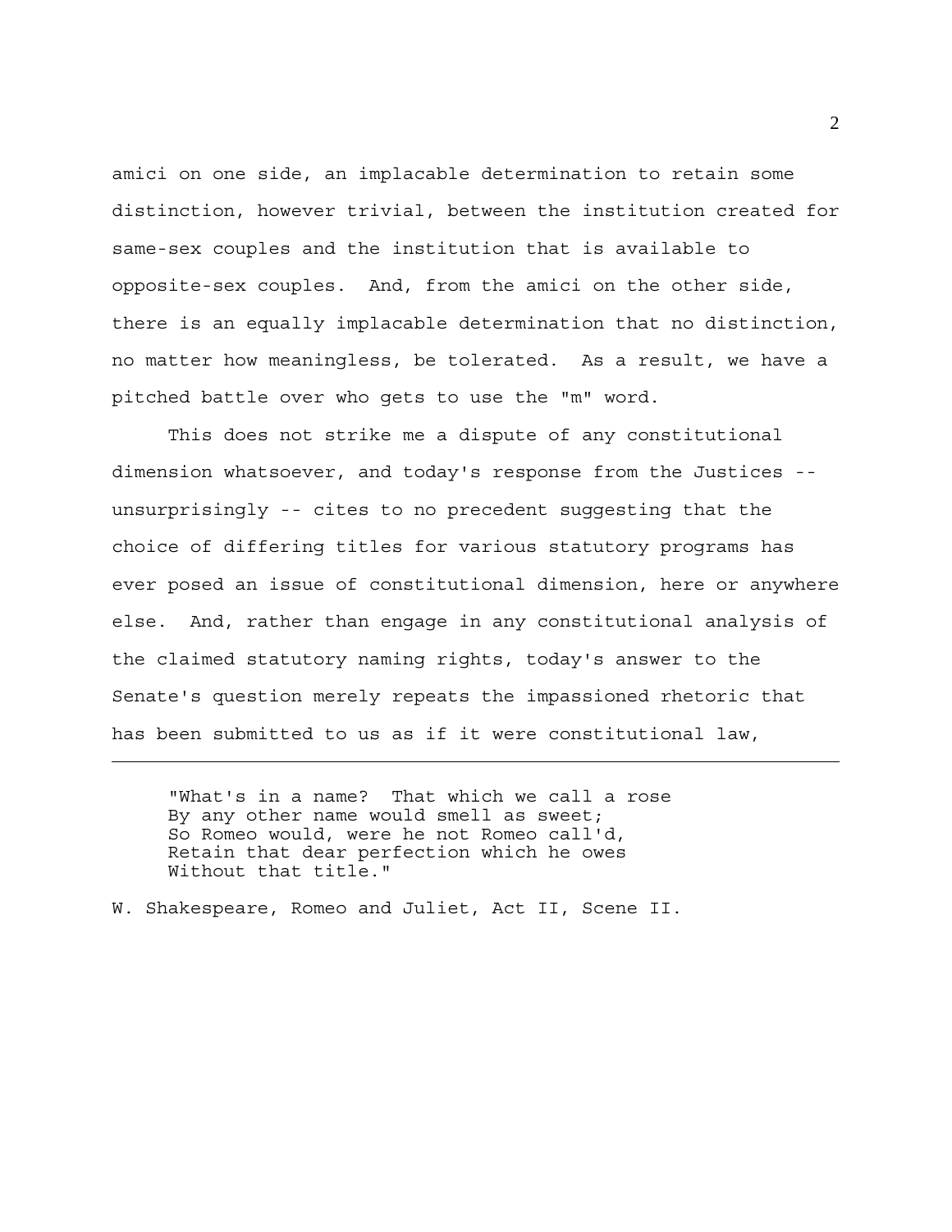amici on one side, an implacable determination to retain some distinction, however trivial, between the institution created for same-sex couples and the institution that is available to opposite-sex couples. And, from the amici on the other side, there is an equally implacable determination that no distinction, no matter how meaningless, be tolerated. As a result, we have a pitched battle over who gets to use the "m" word.

This does not strike me a dispute of any constitutional dimension whatsoever, and today's response from the Justices -- unsurprisingly -- cites to no precedent suggesting that the choice of differing titles for various statutory programs has ever posed an issue of constitutional dimension, here or anywhere else. And, rather than engage in any constitutional analysis of the claimed statutory naming rights, today's answer to the Senate's question merely repeats the impassioned rhetoric that has been submitted to us as if it were constitutional law,

---

> "What's in a name? That which we call a rose
> By any other name would smell as sweet;
> So Romeo would, were he not Romeo call'd,
> Retain that dear perfection which he owes
> Without that title."

W. Shakespeare, Romeo and Juliet, Act II, Scene II.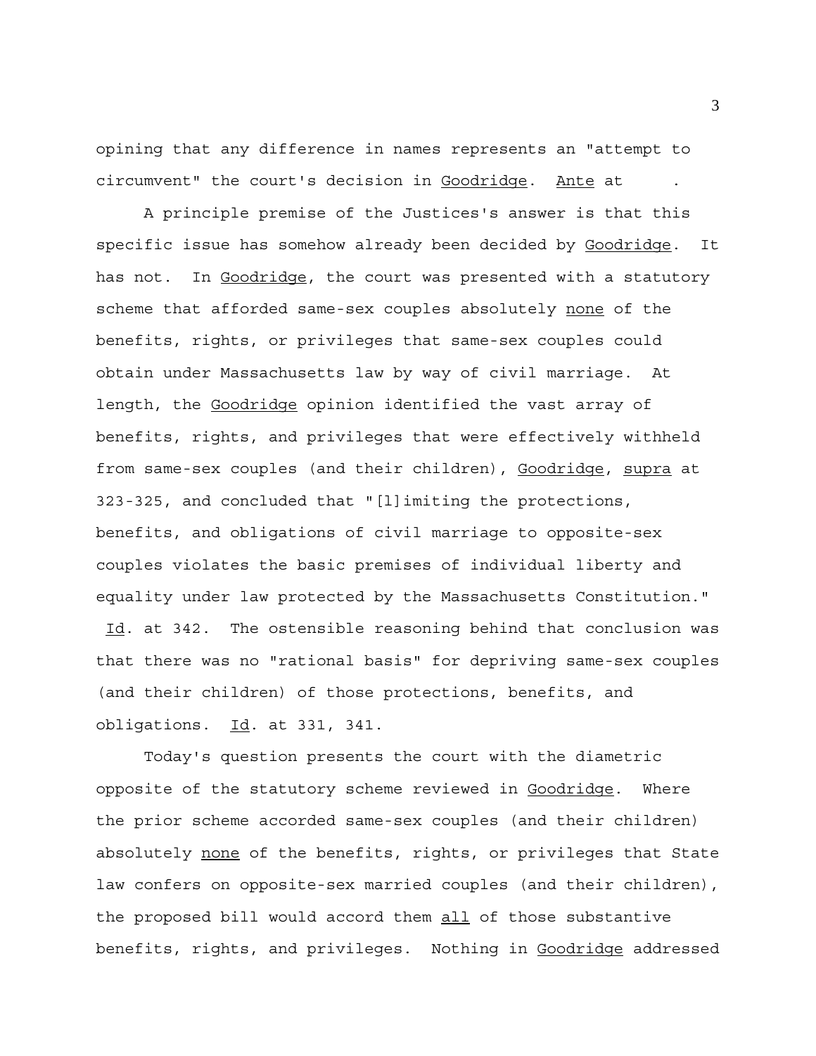opining that any difference in names represents an "attempt to circumvent" the court's decision in Goodridge. Ante at .

A principle premise of the Justices's answer is that this specific issue has somehow already been decided by Goodridge. It has not. In Goodridge, the court was presented with a statutory scheme that afforded same-sex couples absolutely none of the benefits, rights, or privileges that same-sex couples could obtain under Massachusetts law by way of civil marriage. At length, the Goodridge opinion identified the vast array of benefits, rights, and privileges that were effectively withheld from same-sex couples (and their children), Goodridge, supra at 323-325, and concluded that "[l]imiting the protections, benefits, and obligations of civil marriage to opposite-sex couples violates the basic premises of individual liberty and equality under law protected by the Massachusetts Constitution." Id. at 342. The ostensible reasoning behind that conclusion was that there was no "rational basis" for depriving same-sex couples (and their children) of those protections, benefits, and obligations. Id. at 331, 341.

Today's question presents the court with the diametric opposite of the statutory scheme reviewed in Goodridge. Where the prior scheme accorded same-sex couples (and their children) absolutely none of the benefits, rights, or privileges that State law confers on opposite-sex married couples (and their children), the proposed bill would accord them all of those substantive benefits, rights, and privileges. Nothing in Goodridge addressed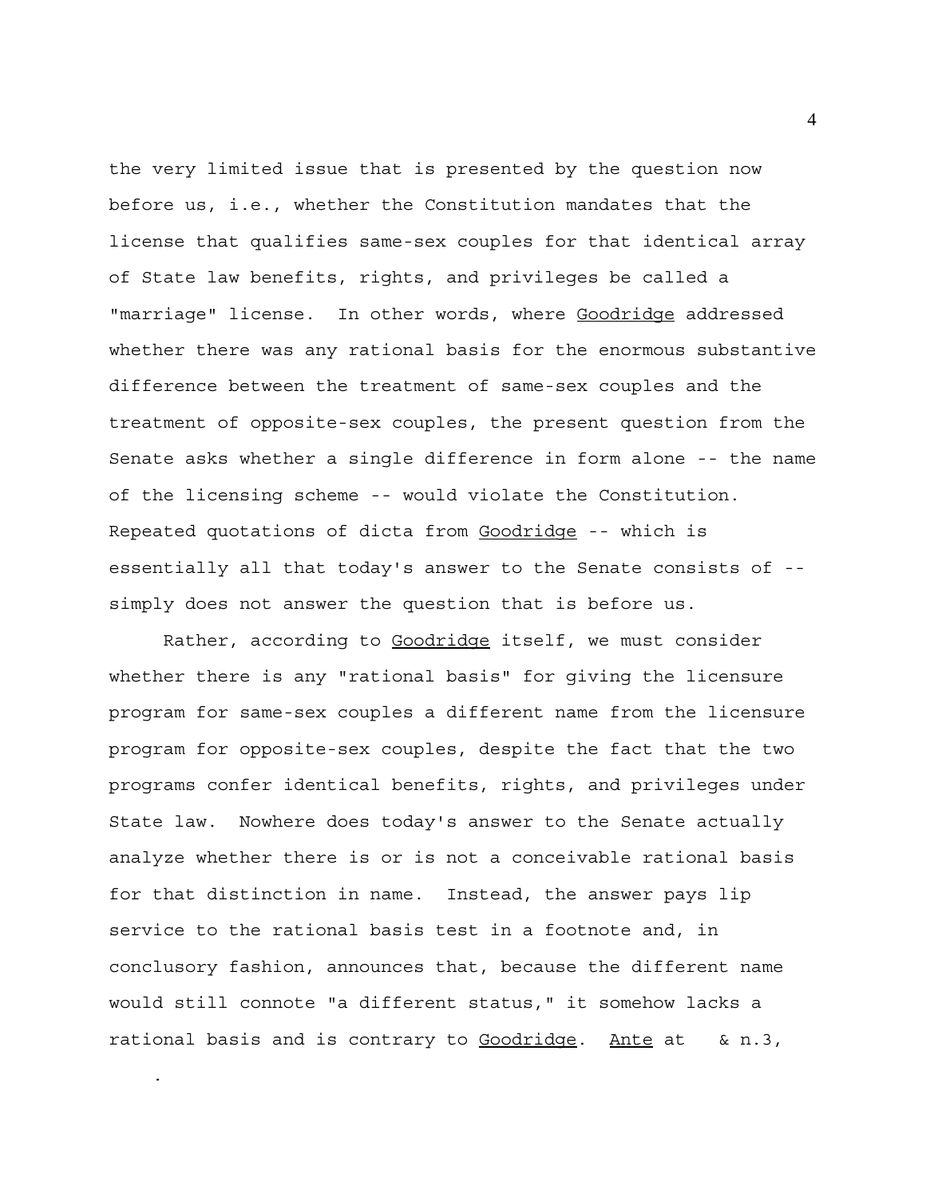the very limited issue that is presented by the question now before us, i.e., whether the Constitution mandates that the license that qualifies same-sex couples for that identical array of State law benefits, rights, and privileges be called a "marriage" license. In other words, where Goodridge addressed whether there was any rational basis for the enormous substantive difference between the treatment of same-sex couples and the treatment of opposite-sex couples, the present question from the Senate asks whether a single difference in form alone -- the name of the licensing scheme -- would violate the Constitution. Repeated quotations of dicta from Goodridge -- which is essentially all that today's answer to the Senate consists of -- simply does not answer the question that is before us.

Rather, according to Goodridge itself, we must consider whether there is any "rational basis" for giving the licensure program for same-sex couples a different name from the licensure program for opposite-sex couples, despite the fact that the two programs confer identical benefits, rights, and privileges under State law. Nowhere does today's answer to the Senate actually analyze whether there is or is not a conceivable rational basis for that distinction in name. Instead, the answer pays lip service to the rational basis test in a footnote and, in conclusory fashion, announces that, because the different name would still connote "a different status," it somehow lacks a rational basis and is contrary to Goodridge. Ante at & n.3,

.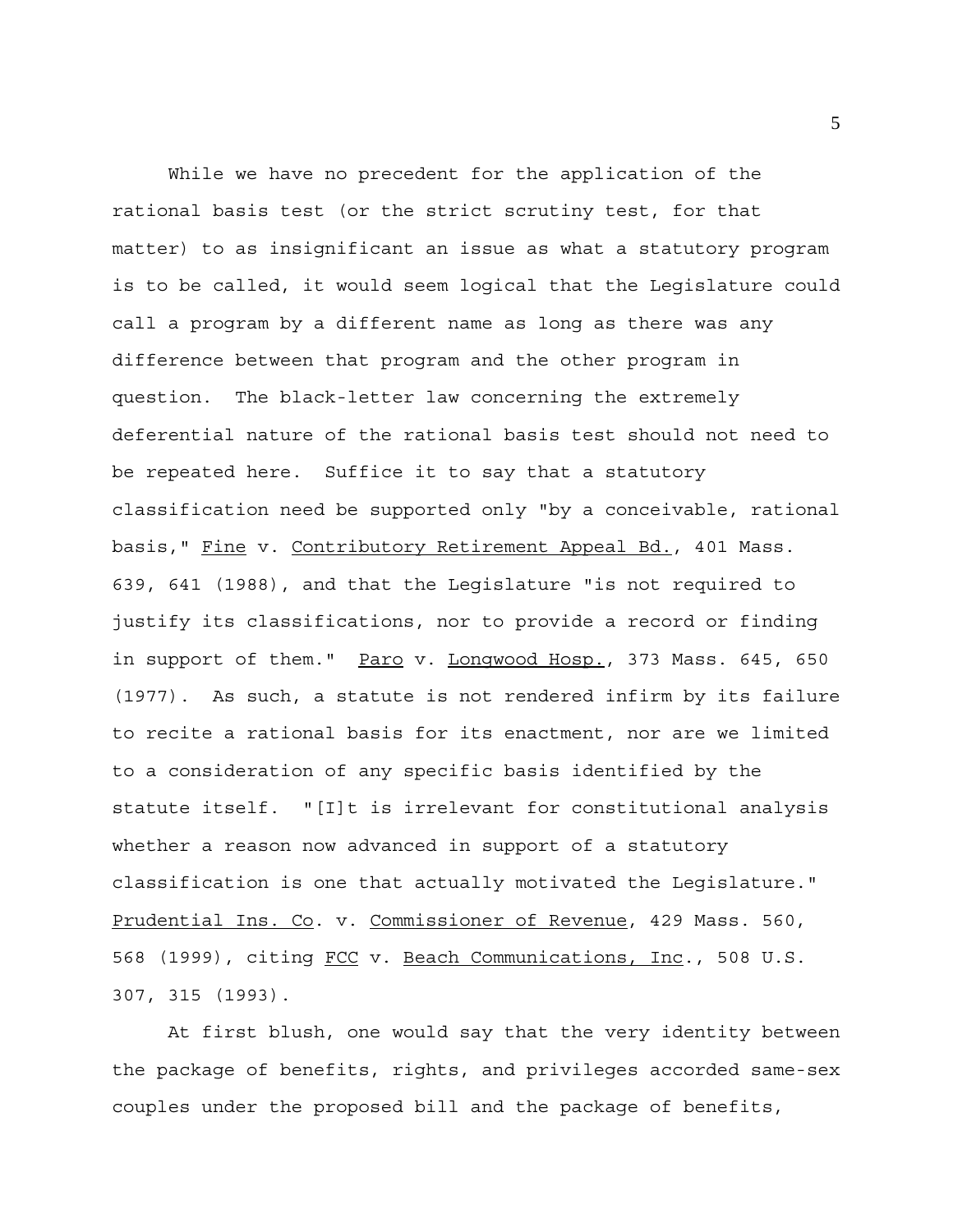While we have no precedent for the application of the rational basis test (or the strict scrutiny test, for that matter) to as insignificant an issue as what a statutory program is to be called, it would seem logical that the Legislature could call a program by a different name as long as there was any difference between that program and the other program in question. The black-letter law concerning the extremely deferential nature of the rational basis test should not need to be repeated here. Suffice it to say that a statutory classification need be supported only "by a conceivable, rational basis," Fine v. Contributory Retirement Appeal Bd., 401 Mass. 639, 641 (1988), and that the Legislature "is not required to justify its classifications, nor to provide a record or finding in support of them." Paro v. Longwood Hosp., 373 Mass. 645, 650 (1977). As such, a statute is not rendered infirm by its failure to recite a rational basis for its enactment, nor are we limited to a consideration of any specific basis identified by the statute itself. "[I]t is irrelevant for constitutional analysis whether a reason now advanced in support of a statutory classification is one that actually motivated the Legislature." Prudential Ins. Co. v. Commissioner of Revenue, 429 Mass. 560, 568 (1999), citing FCC v. Beach Communications, Inc., 508 U.S. 307, 315 (1993).

At first blush, one would say that the very identity between the package of benefits, rights, and privileges accorded same-sex couples under the proposed bill and the package of benefits,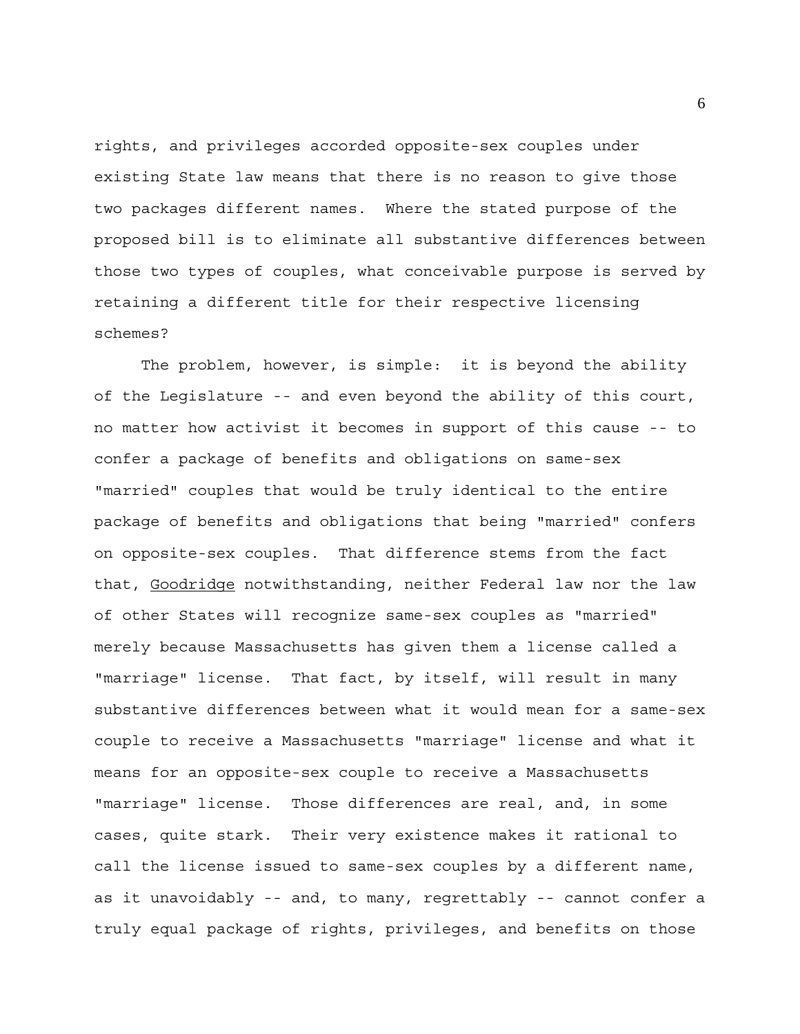rights, and privileges accorded opposite-sex couples under existing State law means that there is no reason to give those two packages different names. Where the stated purpose of the proposed bill is to eliminate all substantive differences between those two types of couples, what conceivable purpose is served by retaining a different title for their respective licensing schemes?

The problem, however, is simple: it is beyond the ability of the Legislature -- and even beyond the ability of this court, no matter how activist it becomes in support of this cause -- to confer a package of benefits and obligations on same-sex "married" couples that would be truly identical to the entire package of benefits and obligations that being "married" confers on opposite-sex couples. That difference stems from the fact that, Goodridge notwithstanding, neither Federal law nor the law of other States will recognize same-sex couples as "married" merely because Massachusetts has given them a license called a "marriage" license. That fact, by itself, will result in many substantive differences between what it would mean for a same-sex couple to receive a Massachusetts "marriage" license and what it means for an opposite-sex couple to receive a Massachusetts "marriage" license. Those differences are real, and, in some cases, quite stark. Their very existence makes it rational to call the license issued to same-sex couples by a different name, as it unavoidably -- and, to many, regrettably -- cannot confer a truly equal package of rights, privileges, and benefits on those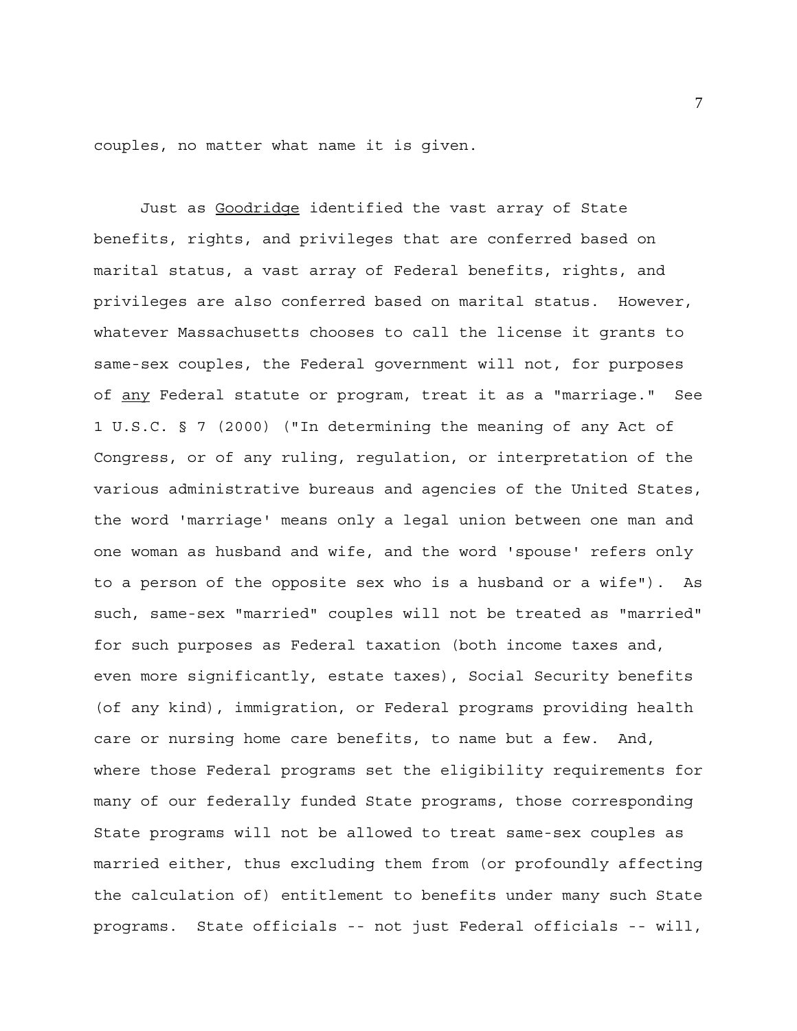couples, no matter what name it is given.

Just as Goodridge identified the vast array of State benefits, rights, and privileges that are conferred based on marital status, a vast array of Federal benefits, rights, and privileges are also conferred based on marital status. However, whatever Massachusetts chooses to call the license it grants to same-sex couples, the Federal government will not, for purposes of any Federal statute or program, treat it as a "marriage." See 1 U.S.C. § 7 (2000) ("In determining the meaning of any Act of Congress, or of any ruling, regulation, or interpretation of the various administrative bureaus and agencies of the United States, the word 'marriage' means only a legal union between one man and one woman as husband and wife, and the word 'spouse' refers only to a person of the opposite sex who is a husband or a wife"). As such, same-sex "married" couples will not be treated as "married" for such purposes as Federal taxation (both income taxes and, even more significantly, estate taxes), Social Security benefits (of any kind), immigration, or Federal programs providing health care or nursing home care benefits, to name but a few. And, where those Federal programs set the eligibility requirements for many of our federally funded State programs, those corresponding State programs will not be allowed to treat same-sex couples as married either, thus excluding them from (or profoundly affecting the calculation of) entitlement to benefits under many such State programs. State officials -- not just Federal officials -- will,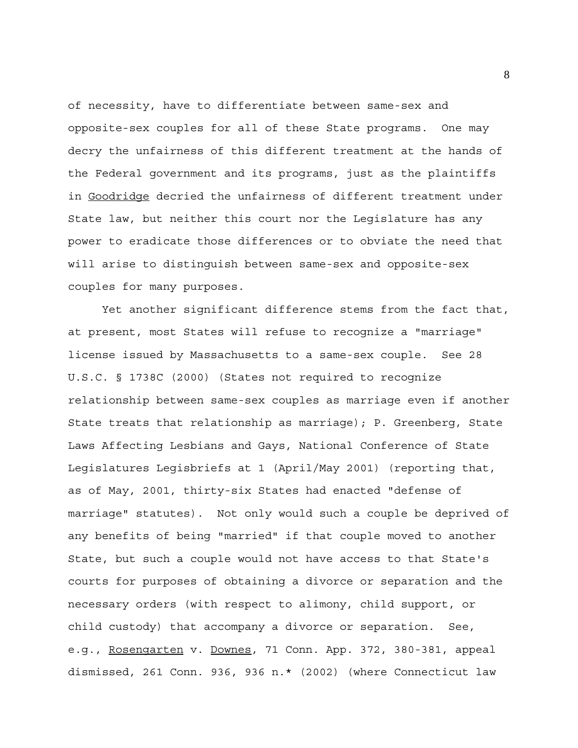of necessity, have to differentiate between same-sex and opposite-sex couples for all of these State programs. One may decry the unfairness of this different treatment at the hands of the Federal government and its programs, just as the plaintiffs in Goodridge decried the unfairness of different treatment under State law, but neither this court nor the Legislature has any power to eradicate those differences or to obviate the need that will arise to distinguish between same-sex and opposite-sex couples for many purposes.

Yet another significant difference stems from the fact that, at present, most States will refuse to recognize a "marriage" license issued by Massachusetts to a same-sex couple. See 28 U.S.C. § 1738C (2000) (States not required to recognize relationship between same-sex couples as marriage even if another State treats that relationship as marriage); P. Greenberg, State Laws Affecting Lesbians and Gays, National Conference of State Legislatures Legisbriefs at 1 (April/May 2001) (reporting that, as of May, 2001, thirty-six States had enacted "defense of marriage" statutes). Not only would such a couple be deprived of any benefits of being "married" if that couple moved to another State, but such a couple would not have access to that State's courts for purposes of obtaining a divorce or separation and the necessary orders (with respect to alimony, child support, or child custody) that accompany a divorce or separation. See, e.g., Rosengarten v. Downes, 71 Conn. App. 372, 380-381, appeal dismissed, 261 Conn. 936, 936 n.* (2002) (where Connecticut law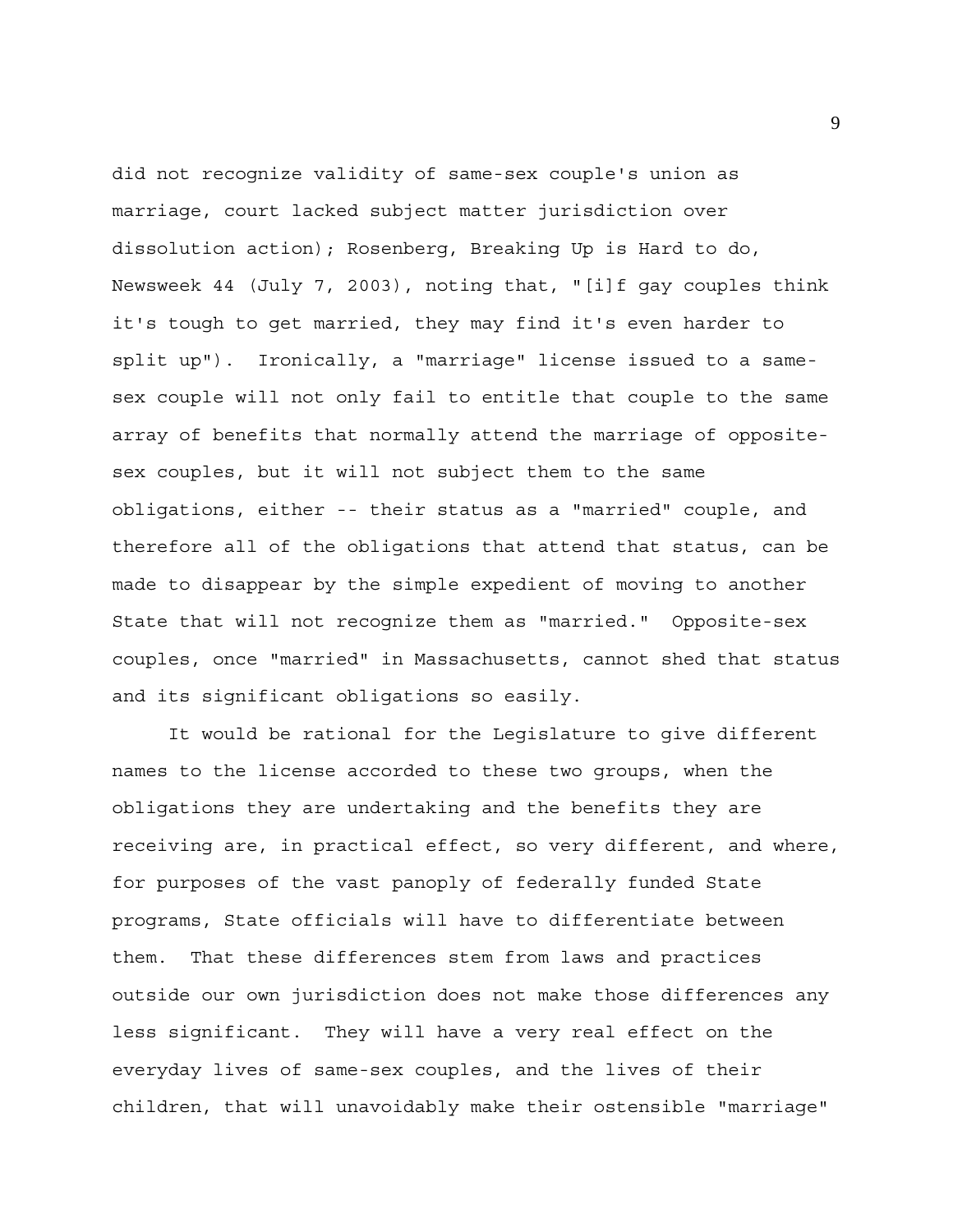did not recognize validity of same-sex couple's union as marriage, court lacked subject matter jurisdiction over dissolution action); Rosenberg, Breaking Up is Hard to do, Newsweek 44 (July 7, 2003), noting that, "[i]f gay couples think it's tough to get married, they may find it's even harder to split up"). Ironically, a "marriage" license issued to a same-sex couple will not only fail to entitle that couple to the same array of benefits that normally attend the marriage of opposite-sex couples, but it will not subject them to the same obligations, either -- their status as a "married" couple, and therefore all of the obligations that attend that status, can be made to disappear by the simple expedient of moving to another State that will not recognize them as "married." Opposite-sex couples, once "married" in Massachusetts, cannot shed that status and its significant obligations so easily.

It would be rational for the Legislature to give different names to the license accorded to these two groups, when the obligations they are undertaking and the benefits they are receiving are, in practical effect, so very different, and where, for purposes of the vast panoply of federally funded State programs, State officials will have to differentiate between them. That these differences stem from laws and practices outside our own jurisdiction does not make those differences any less significant. They will have a very real effect on the everyday lives of same-sex couples, and the lives of their children, that will unavoidably make their ostensible "marriage"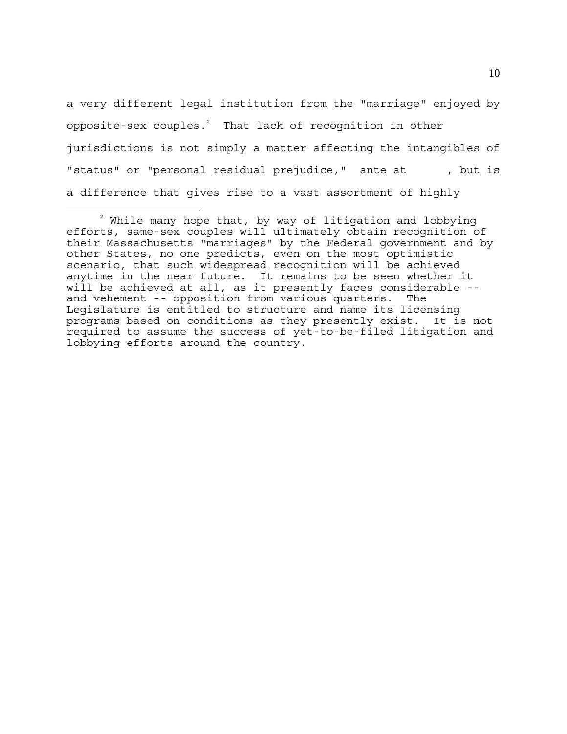a very different legal institution from the "marriage" enjoyed by opposite-sex couples.[2] That lack of recognition in other jurisdictions is not simply a matter affecting the intangibles of "status" or "personal residual prejudice," ante at , but is a difference that gives rise to a vast assortment of highly

---

[2] While many hope that, by way of litigation and lobbying efforts, same-sex couples will ultimately obtain recognition of their Massachusetts "marriages" by the Federal government and by other States, no one predicts, even on the most optimistic scenario, that such widespread recognition will be achieved anytime in the near future. It remains to be seen whether it will be achieved at all, as it presently faces considerable -- and vehement -- opposition from various quarters. The Legislature is entitled to structure and name its licensing programs based on conditions as they presently exist. It is not required to assume the success of yet-to-be-filed litigation and lobbying efforts around the country.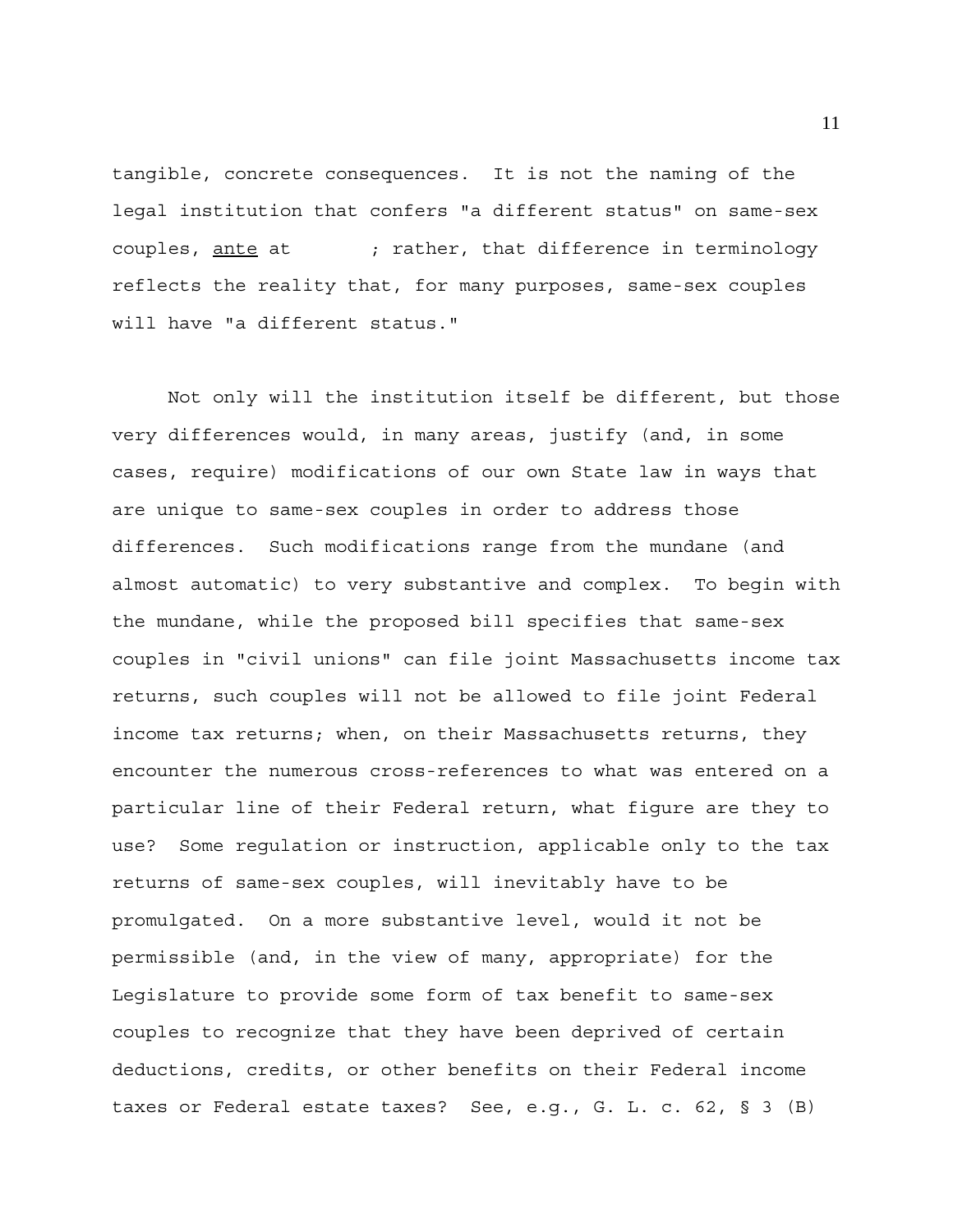tangible, concrete consequences. It is not the naming of the legal institution that confers "a different status" on same-sex couples, _ante_ at ; rather, that difference in terminology reflects the reality that, for many purposes, same-sex couples will have "a different status."

Not only will the institution itself be different, but those very differences would, in many areas, justify (and, in some cases, require) modifications of our own State law in ways that are unique to same-sex couples in order to address those differences. Such modifications range from the mundane (and almost automatic) to very substantive and complex. To begin with the mundane, while the proposed bill specifies that same-sex couples in "civil unions" can file joint Massachusetts income tax returns, such couples will not be allowed to file joint Federal income tax returns; when, on their Massachusetts returns, they encounter the numerous cross-references to what was entered on a particular line of their Federal return, what figure are they to use? Some regulation or instruction, applicable only to the tax returns of same-sex couples, will inevitably have to be promulgated. On a more substantive level, would it not be permissible (and, in the view of many, appropriate) for the Legislature to provide some form of tax benefit to same-sex couples to recognize that they have been deprived of certain deductions, credits, or other benefits on their Federal income taxes or Federal estate taxes? See, e.g., G. L. c. 62, § 3 (B)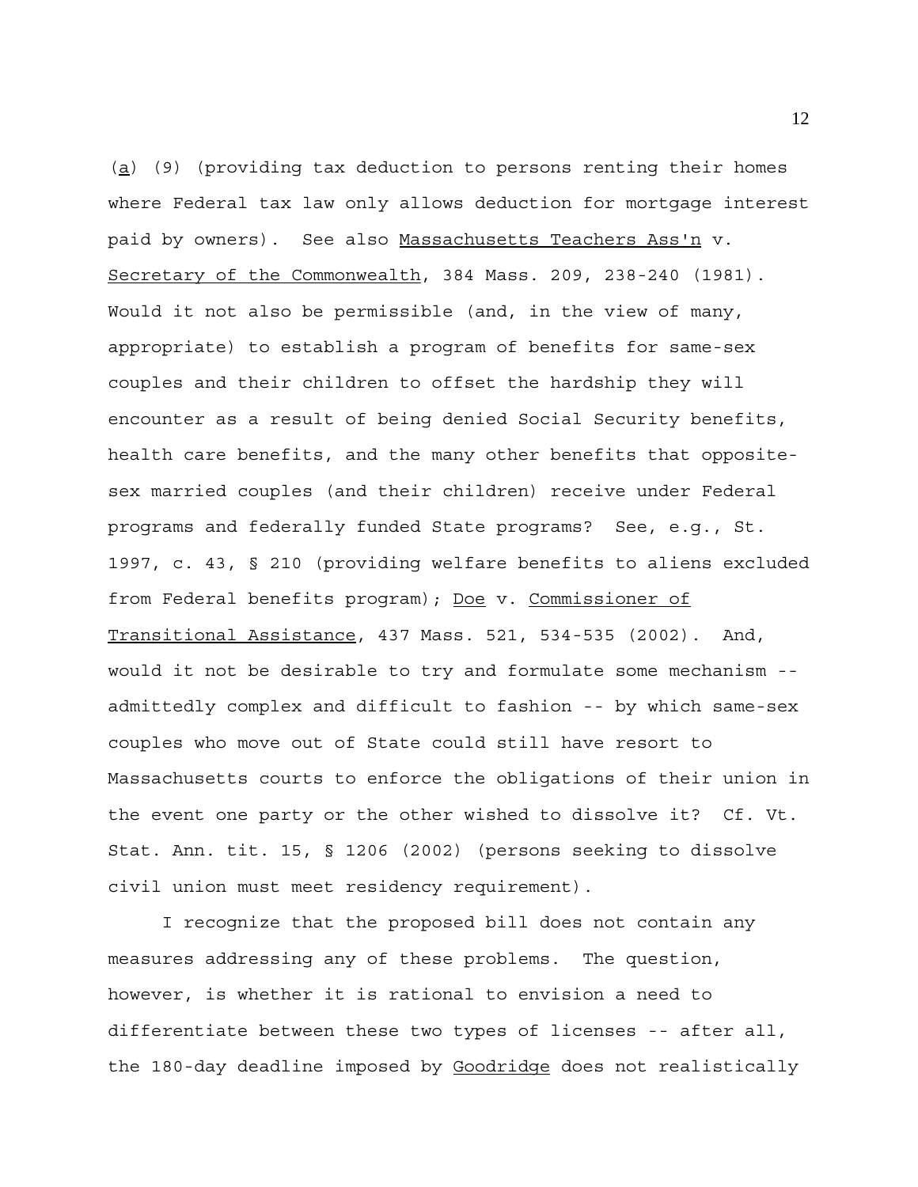(_a_) (9) (providing tax deduction to persons renting their homes where Federal tax law only allows deduction for mortgage interest paid by owners). See also _Massachusetts Teachers Ass'n_ v. _Secretary of the Commonwealth_, 384 Mass. 209, 238-240 (1981). Would it not also be permissible (and, in the view of many, appropriate) to establish a program of benefits for same-sex couples and their children to offset the hardship they will encounter as a result of being denied Social Security benefits, health care benefits, and the many other benefits that opposite-sex married couples (and their children) receive under Federal programs and federally funded State programs? See, e.g., St. 1997, c. 43, § 210 (providing welfare benefits to aliens excluded from Federal benefits program); _Doe_ v. _Commissioner of Transitional Assistance_, 437 Mass. 521, 534-535 (2002). And, would it not be desirable to try and formulate some mechanism -- admittedly complex and difficult to fashion -- by which same-sex couples who move out of State could still have resort to Massachusetts courts to enforce the obligations of their union in the event one party or the other wished to dissolve it? Cf. Vt. Stat. Ann. tit. 15, § 1206 (2002) (persons seeking to dissolve civil union must meet residency requirement).

I recognize that the proposed bill does not contain any measures addressing any of these problems. The question, however, is whether it is rational to envision a need to differentiate between these two types of licenses -- after all, the 180-day deadline imposed by _Goodridge_ does not realistically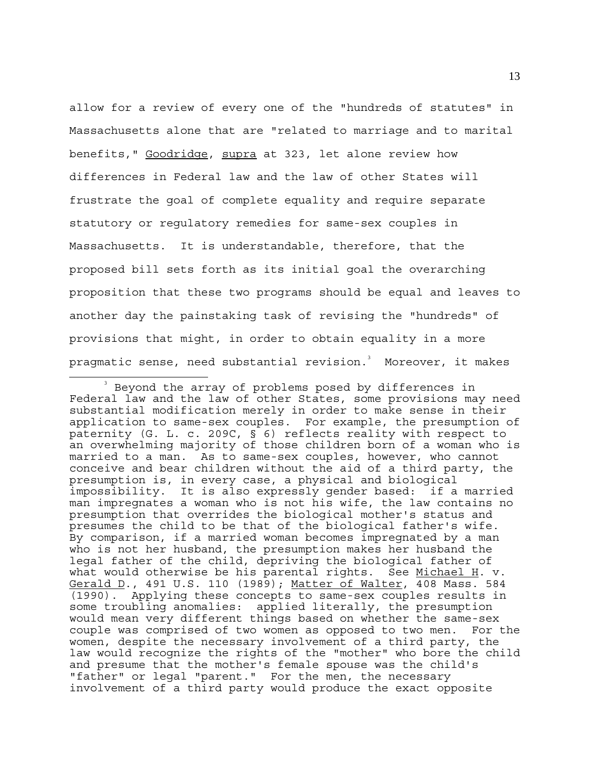allow for a review of every one of the "hundreds of statutes" in Massachusetts alone that are "related to marriage and to marital benefits," Goodridge, supra at 323, let alone review how differences in Federal law and the law of other States will frustrate the goal of complete equality and require separate statutory or regulatory remedies for same-sex couples in Massachusetts. It is understandable, therefore, that the proposed bill sets forth as its initial goal the overarching proposition that these two programs should be equal and leaves to another day the painstaking task of revising the "hundreds" of provisions that might, in order to obtain equality in a more pragmatic sense, need substantial revision.[3] Moreover, it makes

[3] Beyond the array of problems posed by differences in Federal law and the law of other States, some provisions may need substantial modification merely in order to make sense in their application to same-sex couples. For example, the presumption of paternity (G. L. c. 209C, § 6) reflects reality with respect to an overwhelming majority of those children born of a woman who is married to a man. As to same-sex couples, however, who cannot conceive and bear children without the aid of a third party, the presumption is, in every case, a physical and biological impossibility. It is also expressly gender based: if a married man impregnates a woman who is not his wife, the law contains no presumption that overrides the biological mother's status and presumes the child to be that of the biological father's wife. By comparison, if a married woman becomes impregnated by a man who is not her husband, the presumption makes her husband the legal father of the child, depriving the biological father of what would otherwise be his parental rights. See Michael H. v. Gerald D., 491 U.S. 110 (1989); Matter of Walter, 408 Mass. 584 (1990). Applying these concepts to same-sex couples results in some troubling anomalies: applied literally, the presumption would mean very different things based on whether the same-sex couple was comprised of two women as opposed to two men. For the women, despite the necessary involvement of a third party, the law would recognize the rights of the "mother" who bore the child and presume that the mother's female spouse was the child's "father" or legal "parent." For the men, the necessary involvement of a third party would produce the exact opposite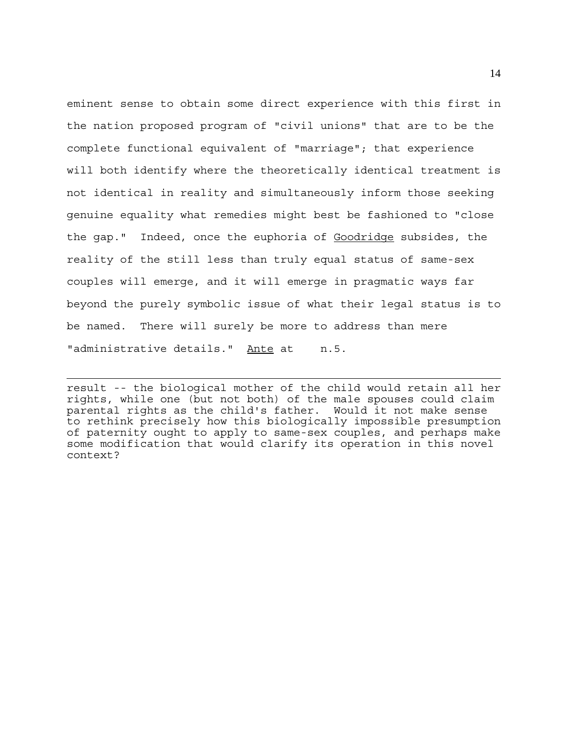eminent sense to obtain some direct experience with this first in the nation proposed program of "civil unions" that are to be the complete functional equivalent of "marriage"; that experience will both identify where the theoretically identical treatment is not identical in reality and simultaneously inform those seeking genuine equality what remedies might best be fashioned to "close the gap." Indeed, once the euphoria of Goodridge subsides, the reality of the still less than truly equal status of same-sex couples will emerge, and it will emerge in pragmatic ways far beyond the purely symbolic issue of what their legal status is to be named. There will surely be more to address than mere "administrative details." Ante at n.5.

---

result -- the biological mother of the child would retain all her rights, while one (but not both) of the male spouses could claim parental rights as the child's father. Would it not make sense to rethink precisely how this biologically impossible presumption of paternity ought to apply to same-sex couples, and perhaps make some modification that would clarify its operation in this novel context?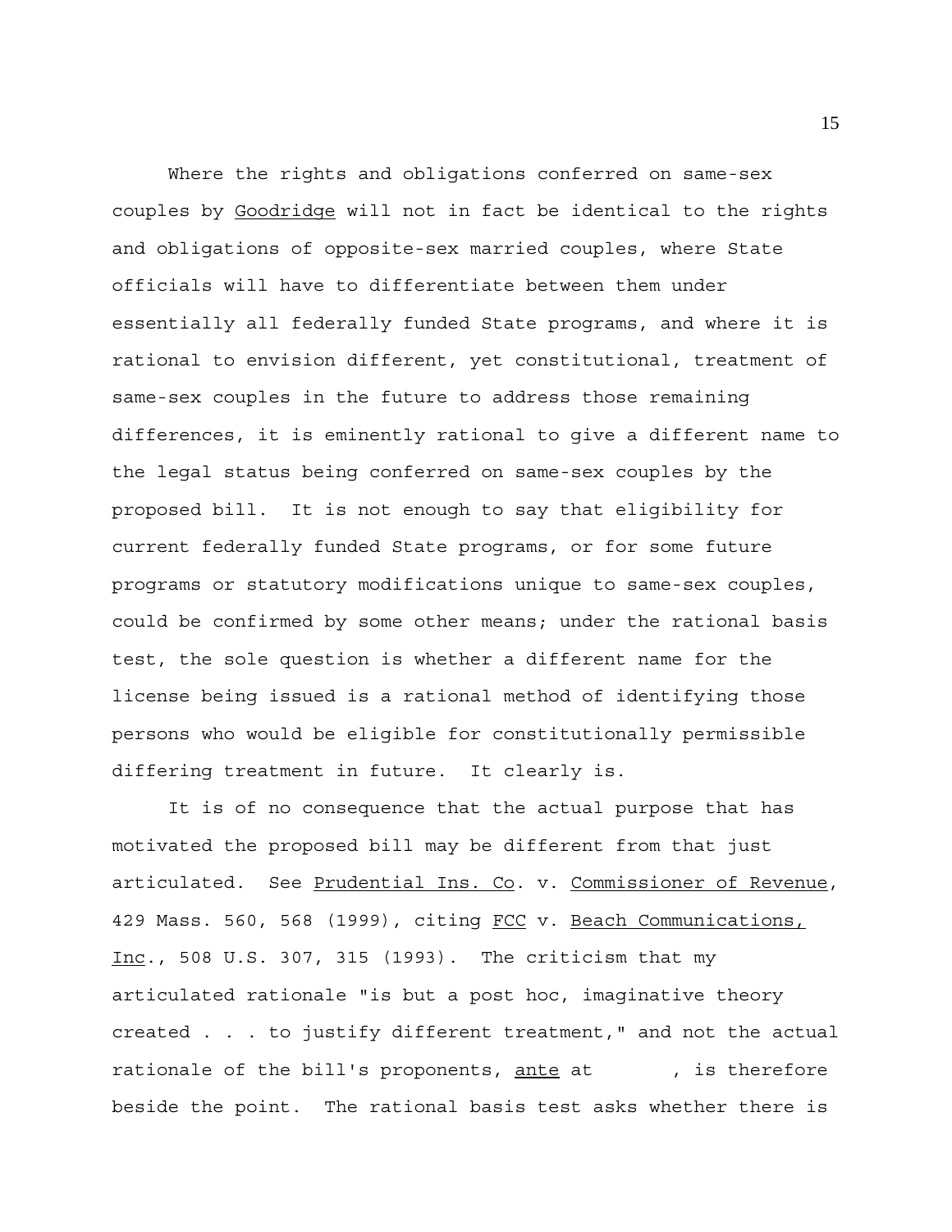Where the rights and obligations conferred on same-sex couples by _Goodridge_ will not in fact be identical to the rights and obligations of opposite-sex married couples, where State officials will have to differentiate between them under essentially all federally funded State programs, and where it is rational to envision different, yet constitutional, treatment of same-sex couples in the future to address those remaining differences, it is eminently rational to give a different name to the legal status being conferred on same-sex couples by the proposed bill. It is not enough to say that eligibility for current federally funded State programs, or for some future programs or statutory modifications unique to same-sex couples, could be confirmed by some other means; under the rational basis test, the sole question is whether a different name for the license being issued is a rational method of identifying those persons who would be eligible for constitutionally permissible differing treatment in future. It clearly is.

It is of no consequence that the actual purpose that has motivated the proposed bill may be different from that just articulated. See _Prudential Ins. Co_. v. _Commissioner of Revenue_, 429 Mass. 560, 568 (1999), citing _FCC_ v. _Beach Communications, Inc_., 508 U.S. 307, 315 (1993). The criticism that my articulated rationale "is but a post hoc, imaginative theory created . . . to justify different treatment," and not the actual rationale of the bill's proponents, _ante_ at , is therefore beside the point. The rational basis test asks whether there is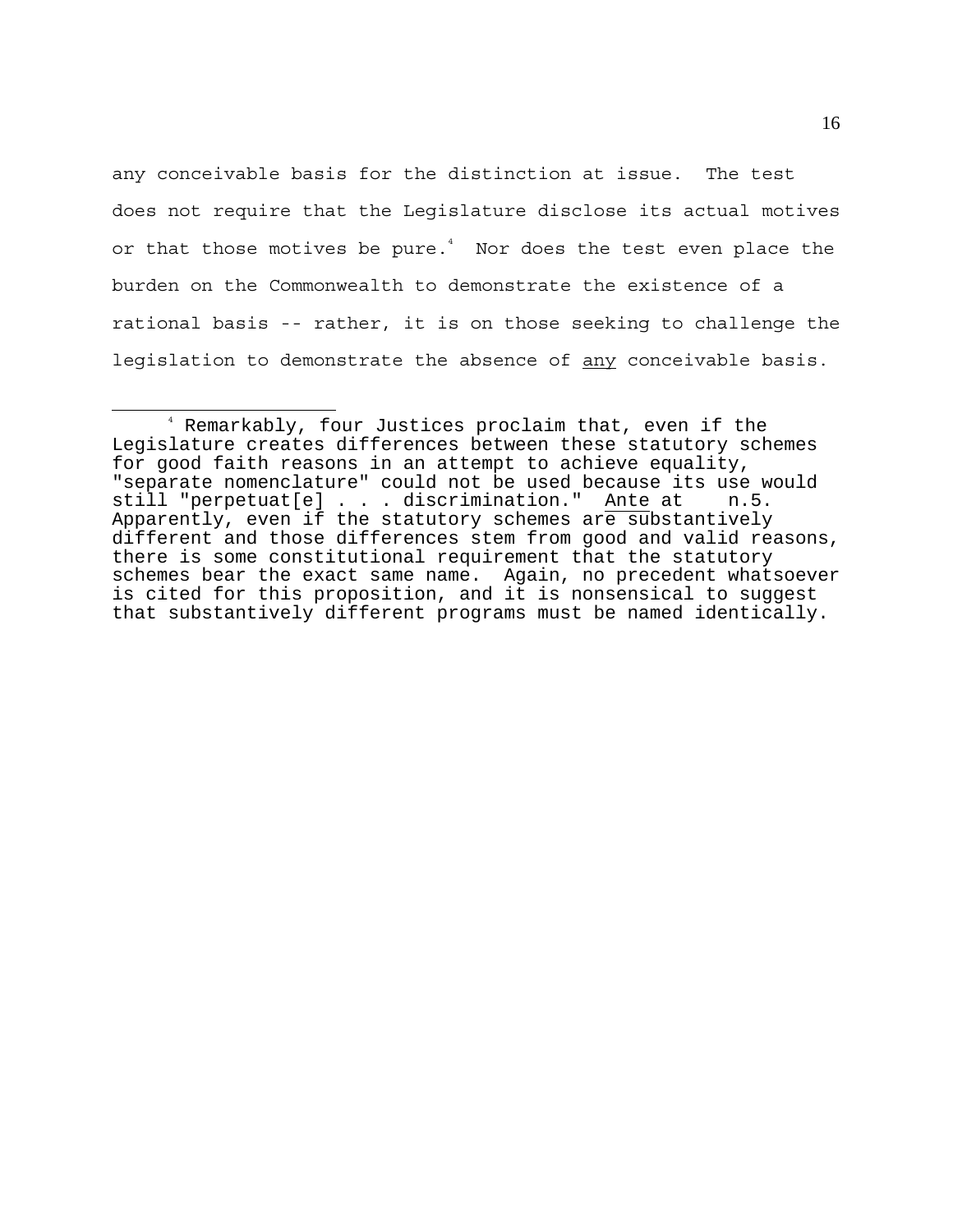any conceivable basis for the distinction at issue. The test does not require that the Legislature disclose its actual motives or that those motives be pure.[4] Nor does the test even place the burden on the Commonwealth to demonstrate the existence of a rational basis -- rather, it is on those seeking to challenge the legislation to demonstrate the absence of <u>any</u> conceivable basis.

---

[4] Remarkably, four Justices proclaim that, even if the Legislature creates differences between these statutory schemes for good faith reasons in an attempt to achieve equality, "separate nomenclature" could not be used because its use would still "perpetuat[e] . . . discrimination." <u>Ante</u> at ___ n.5. Apparently, even if the statutory schemes are substantively different and those differences stem from good and valid reasons, there is some constitutional requirement that the statutory schemes bear the exact same name. Again, no precedent whatsoever is cited for this proposition, and it is nonsensical to suggest that substantively different programs must be named identically.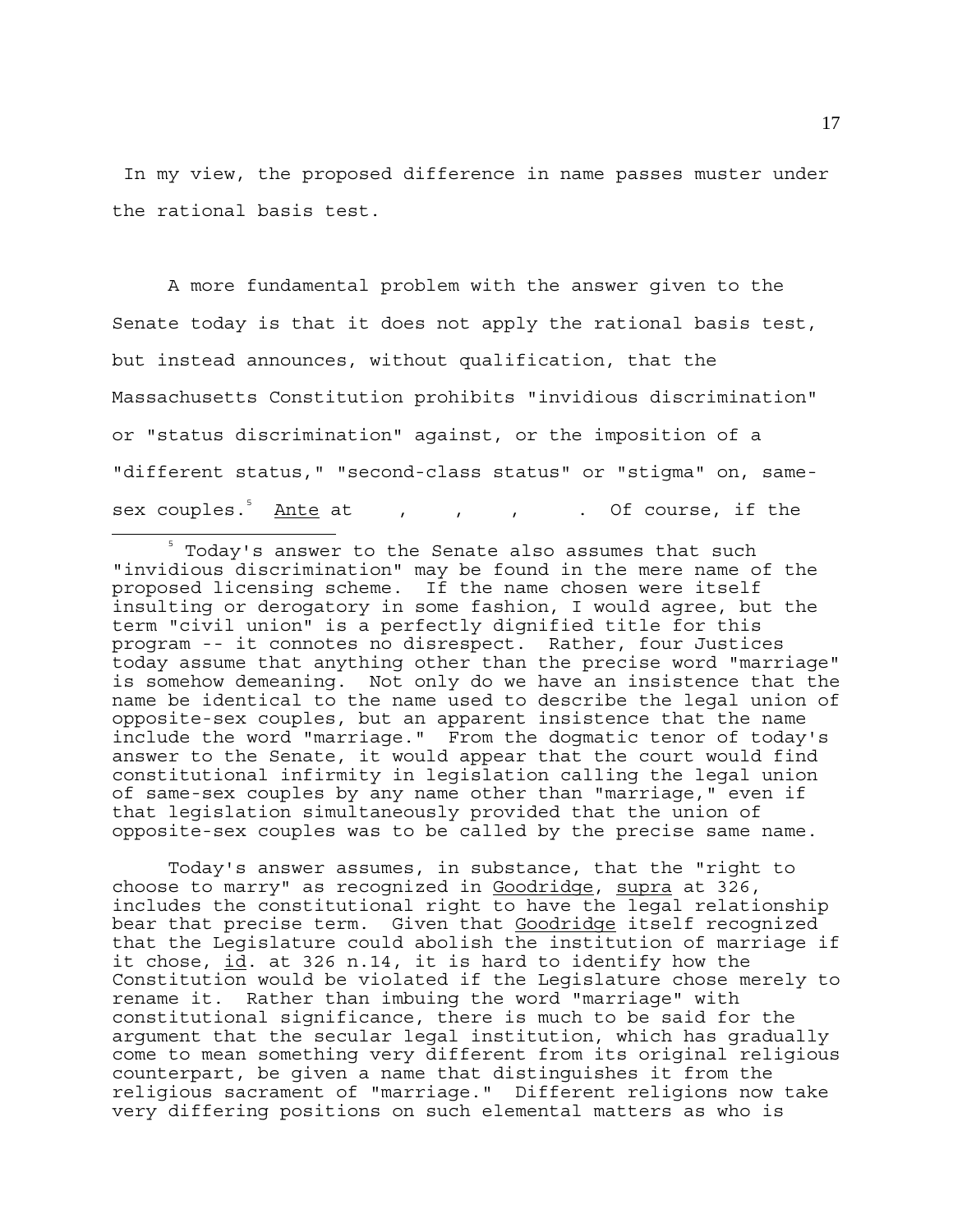In my view, the proposed difference in name passes muster under the rational basis test.

A more fundamental problem with the answer given to the Senate today is that it does not apply the rational basis test, but instead announces, without qualification, that the Massachusetts Constitution prohibits "invidious discrimination" or "status discrimination" against, or the imposition of a "different status," "second-class status" or "stigma" on, same-sex couples.[5] Ante at , , , . Of course, if the

[5] Today's answer to the Senate also assumes that such "invidious discrimination" may be found in the mere name of the proposed licensing scheme. If the name chosen were itself insulting or derogatory in some fashion, I would agree, but the term "civil union" is a perfectly dignified title for this program -- it connotes no disrespect. Rather, four Justices today assume that anything other than the precise word "marriage" is somehow demeaning. Not only do we have an insistence that the name be identical to the name used to describe the legal union of opposite-sex couples, but an apparent insistence that the name include the word "marriage." From the dogmatic tenor of today's answer to the Senate, it would appear that the court would find constitutional infirmity in legislation calling the legal union of same-sex couples by any name other than "marriage," even if that legislation simultaneously provided that the union of opposite-sex couples was to be called by the precise same name.

Today's answer assumes, in substance, that the "right to choose to marry" as recognized in Goodridge, supra at 326, includes the constitutional right to have the legal relationship bear that precise term. Given that Goodridge itself recognized that the Legislature could abolish the institution of marriage if it chose, id. at 326 n.14, it is hard to identify how the Constitution would be violated if the Legislature chose merely to rename it. Rather than imbuing the word "marriage" with constitutional significance, there is much to be said for the argument that the secular legal institution, which has gradually come to mean something very different from its original religious counterpart, be given a name that distinguishes it from the religious sacrament of "marriage." Different religions now take very differing positions on such elemental matters as who is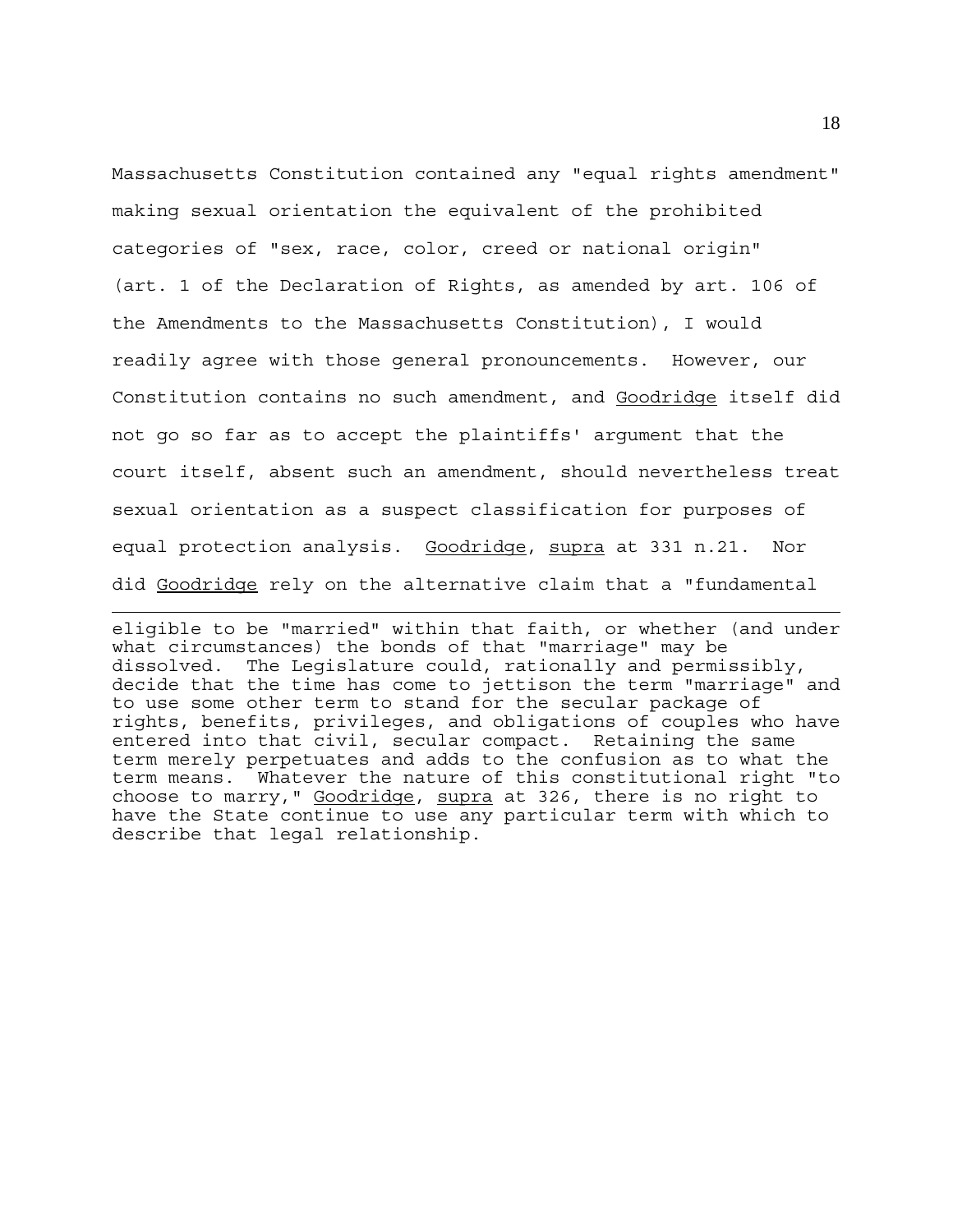Massachusetts Constitution contained any "equal rights amendment" making sexual orientation the equivalent of the prohibited categories of "sex, race, color, creed or national origin" (art. 1 of the Declaration of Rights, as amended by art. 106 of the Amendments to the Massachusetts Constitution), I would readily agree with those general pronouncements. However, our Constitution contains no such amendment, and Goodridge itself did not go so far as to accept the plaintiffs' argument that the court itself, absent such an amendment, should nevertheless treat sexual orientation as a suspect classification for purposes of equal protection analysis. Goodridge, supra at 331 n.21. Nor did Goodridge rely on the alternative claim that a "fundamental

---

eligible to be "married" within that faith, or whether (and under what circumstances) the bonds of that "marriage" may be dissolved. The Legislature could, rationally and permissibly, decide that the time has come to jettison the term "marriage" and to use some other term to stand for the secular package of rights, benefits, privileges, and obligations of couples who have entered into that civil, secular compact. Retaining the same term merely perpetuates and adds to the confusion as to what the term means. Whatever the nature of this constitutional right "to choose to marry," Goodridge, supra at 326, there is no right to have the State continue to use any particular term with which to describe that legal relationship.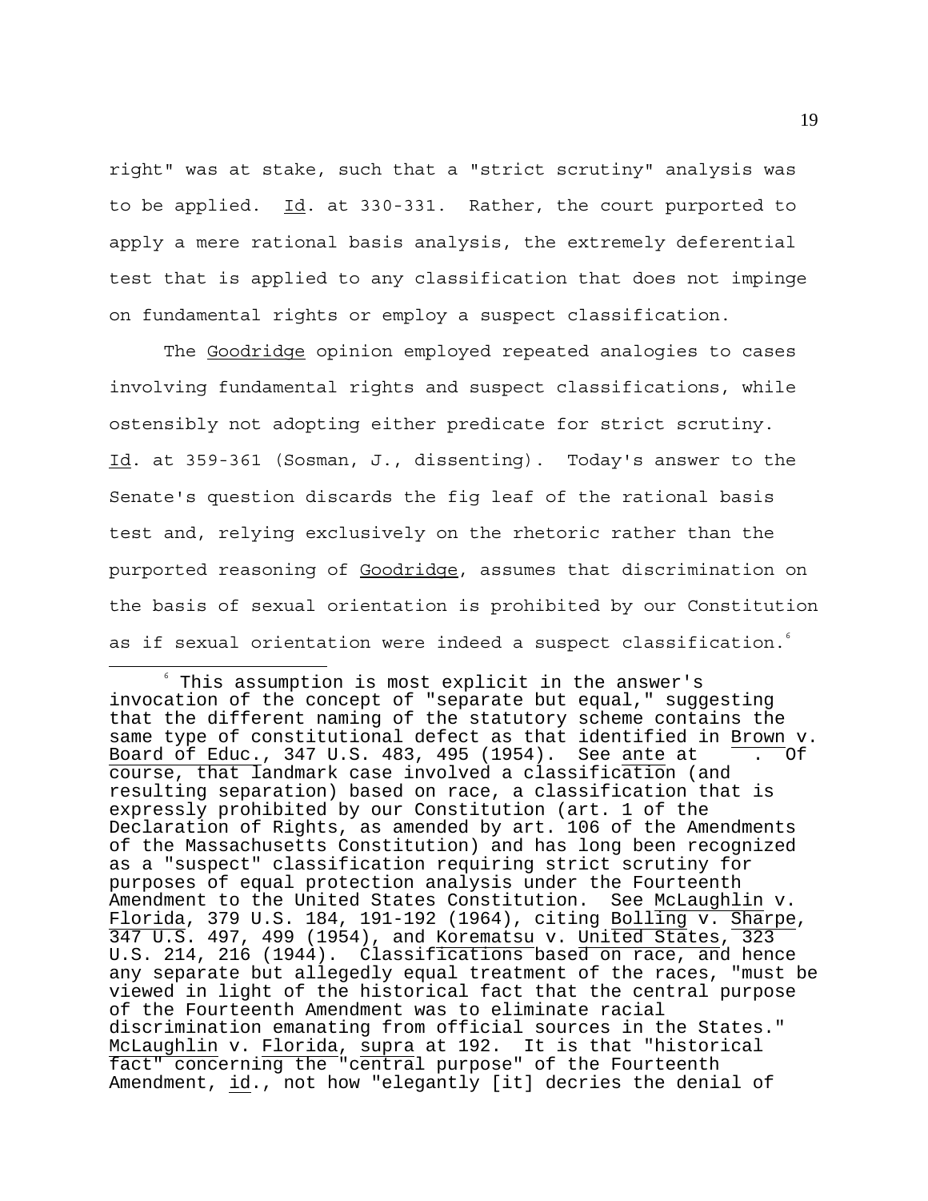right" was at stake, such that a "strict scrutiny" analysis was to be applied. Id. at 330-331. Rather, the court purported to apply a mere rational basis analysis, the extremely deferential test that is applied to any classification that does not impinge on fundamental rights or employ a suspect classification.

The Goodridge opinion employed repeated analogies to cases involving fundamental rights and suspect classifications, while ostensibly not adopting either predicate for strict scrutiny. Id. at 359-361 (Sosman, J., dissenting). Today's answer to the Senate's question discards the fig leaf of the rational basis test and, relying exclusively on the rhetoric rather than the purported reasoning of Goodridge, assumes that discrimination on the basis of sexual orientation is prohibited by our Constitution as if sexual orientation were indeed a suspect classification.[6]

---

[6] This assumption is most explicit in the answer's invocation of the concept of "separate but equal," suggesting that the different naming of the statutory scheme contains the same type of constitutional defect as that identified in Brown v. Board of Educ., 347 U.S. 483, 495 (1954). See ante at    . Of course, that landmark case involved a classification (and resulting separation) based on race, a classification that is expressly prohibited by our Constitution (art. 1 of the Declaration of Rights, as amended by art. 106 of the Amendments of the Massachusetts Constitution) and has long been recognized as a "suspect" classification requiring strict scrutiny for purposes of equal protection analysis under the Fourteenth Amendment to the United States Constitution. See McLaughlin v. Florida, 379 U.S. 184, 191-192 (1964), citing Bolling v. Sharpe, 347 U.S. 497, 499 (1954), and Korematsu v. United States, 323 U.S. 214, 216 (1944). Classifications based on race, and hence any separate but allegedly equal treatment of the races, "must be viewed in light of the historical fact that the central purpose of the Fourteenth Amendment was to eliminate racial discrimination emanating from official sources in the States." McLaughlin v. Florida, supra at 192. It is that "historical fact" concerning the "central purpose" of the Fourteenth Amendment, id., not how "elegantly [it] decries the denial of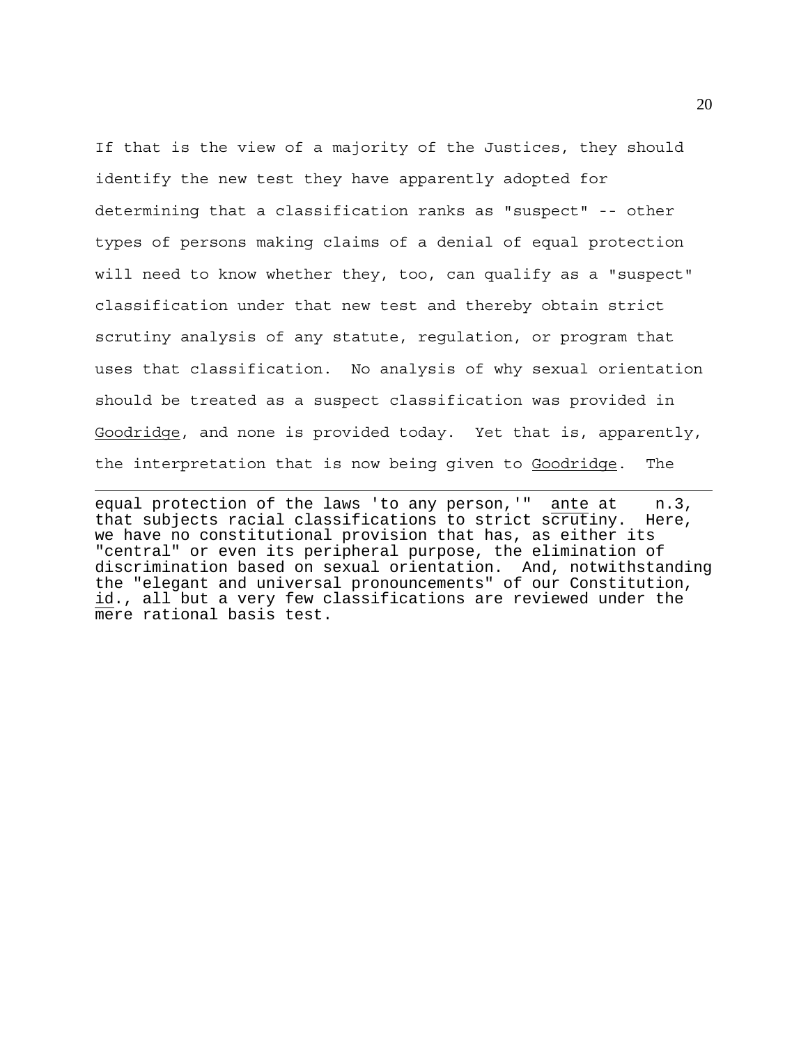If that is the view of a majority of the Justices, they should identify the new test they have apparently adopted for determining that a classification ranks as "suspect" -- other types of persons making claims of a denial of equal protection will need to know whether they, too, can qualify as a "suspect" classification under that new test and thereby obtain strict scrutiny analysis of any statute, regulation, or program that uses that classification. No analysis of why sexual orientation should be treated as a suspect classification was provided in Goodridge, and none is provided today. Yet that is, apparently, the interpretation that is now being given to Goodridge. The

---

equal protection of the laws 'to any person,'" ante at n.3, that subjects racial classifications to strict scrutiny. Here, we have no constitutional provision that has, as either its "central" or even its peripheral purpose, the elimination of discrimination based on sexual orientation. And, notwithstanding the "elegant and universal pronouncements" of our Constitution, id., all but a very few classifications are reviewed under the mere rational basis test.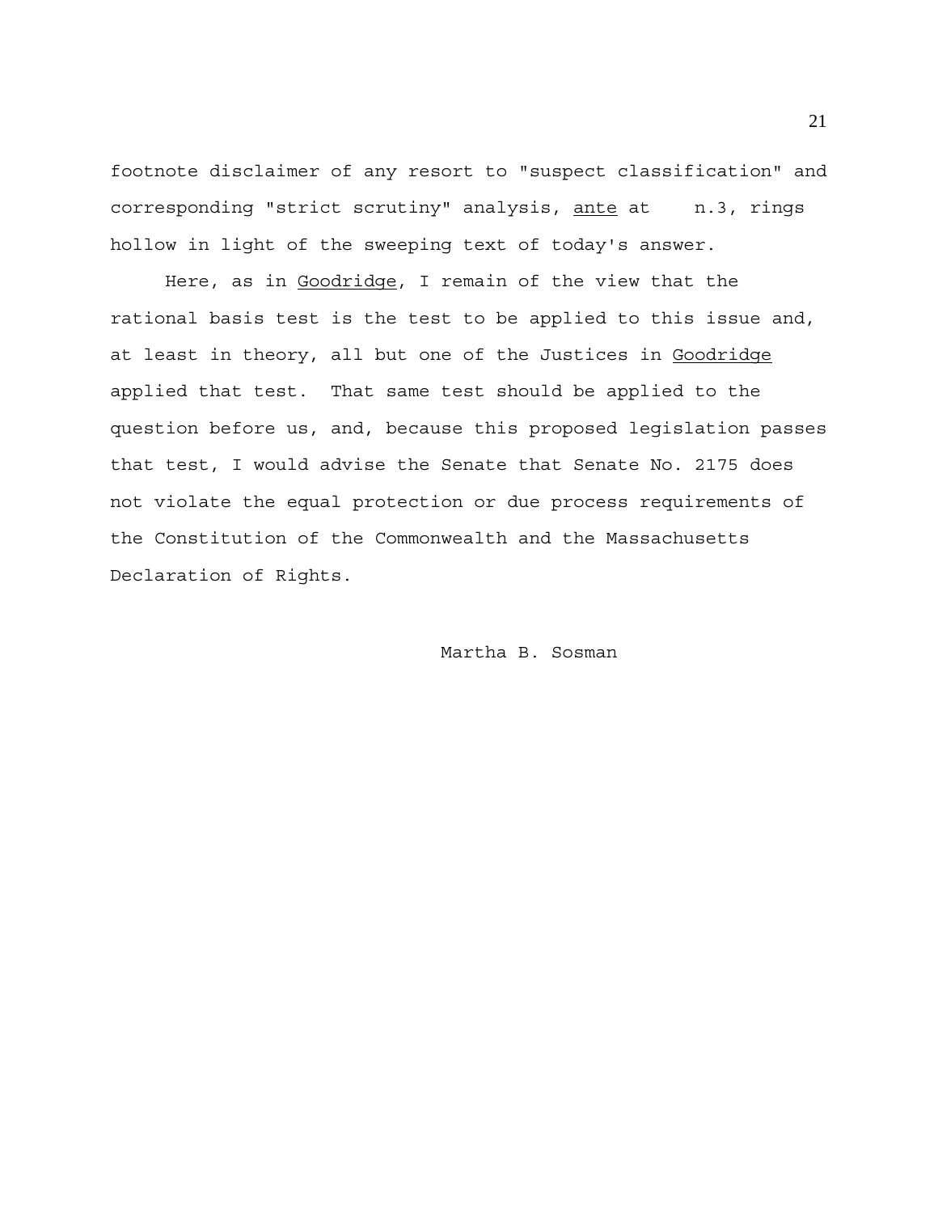footnote disclaimer of any resort to "suspect classification" and corresponding "strict scrutiny" analysis, _ante_ at n.3, rings hollow in light of the sweeping text of today's answer.

Here, as in _Goodridge_, I remain of the view that the rational basis test is the test to be applied to this issue and, at least in theory, all but one of the Justices in _Goodridge_ applied that test. That same test should be applied to the question before us, and, because this proposed legislation passes that test, I would advise the Senate that Senate No. 2175 does not violate the equal protection or due process requirements of the Constitution of the Commonwealth and the Massachusetts Declaration of Rights.

Martha B. Sosman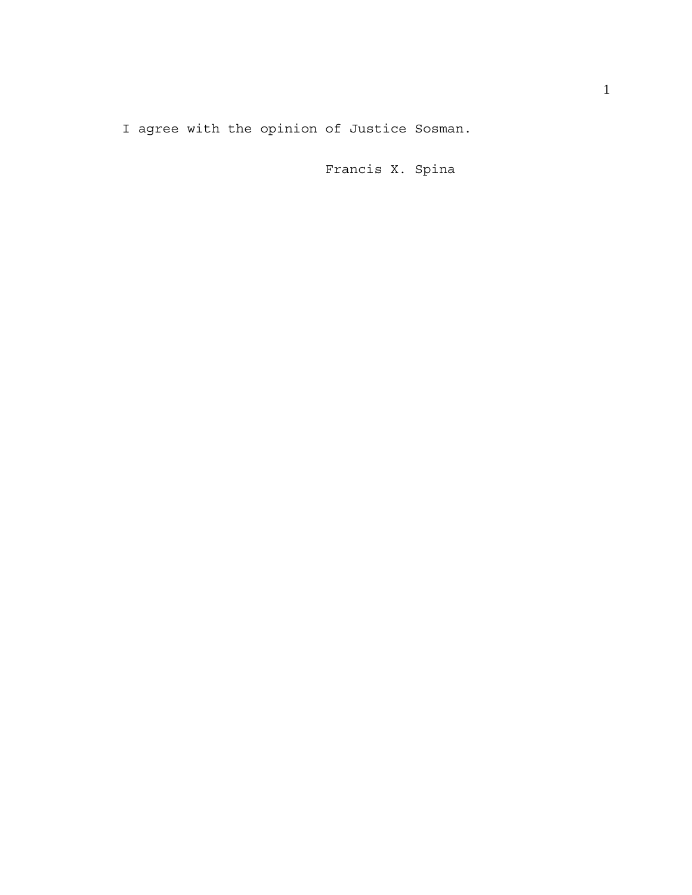I agree with the opinion of Justice Sosman.

Francis X. Spina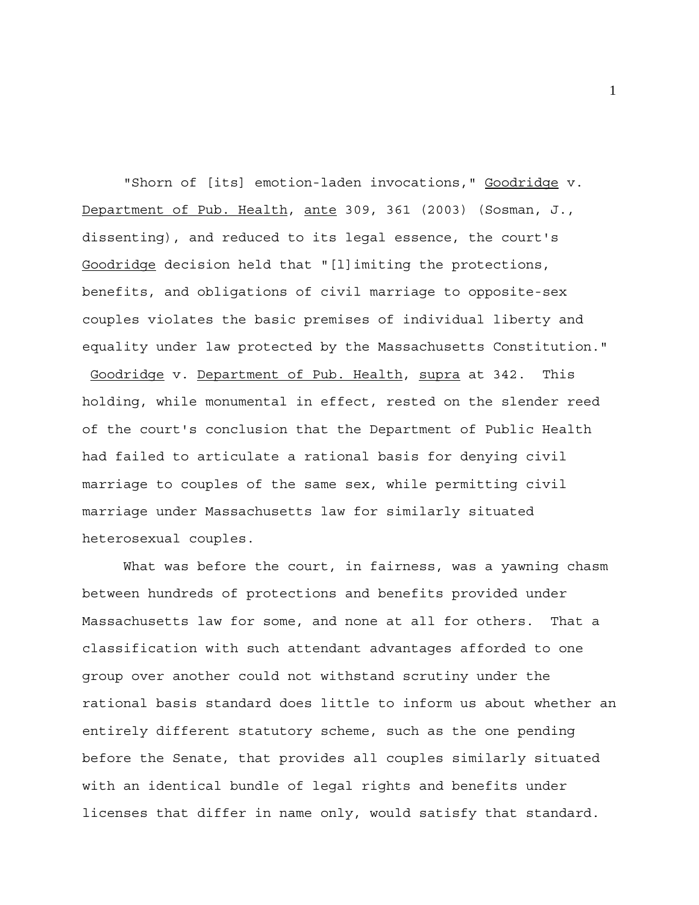"Shorn of [its] emotion-laden invocations," _Goodridge_ v. _Department of Pub. Health_, _ante_ 309, 361 (2003) (Sosman, J., dissenting), and reduced to its legal essence, the court's _Goodridge_ decision held that "[l]imiting the protections, benefits, and obligations of civil marriage to opposite-sex couples violates the basic premises of individual liberty and equality under law protected by the Massachusetts Constitution." _Goodridge_ v. _Department of Pub. Health_, _supra_ at 342. This holding, while monumental in effect, rested on the slender reed of the court's conclusion that the Department of Public Health had failed to articulate a rational basis for denying civil marriage to couples of the same sex, while permitting civil marriage under Massachusetts law for similarly situated heterosexual couples.

What was before the court, in fairness, was a yawning chasm between hundreds of protections and benefits provided under Massachusetts law for some, and none at all for others. That a classification with such attendant advantages afforded to one group over another could not withstand scrutiny under the rational basis standard does little to inform us about whether an entirely different statutory scheme, such as the one pending before the Senate, that provides all couples similarly situated with an identical bundle of legal rights and benefits under licenses that differ in name only, would satisfy that standard.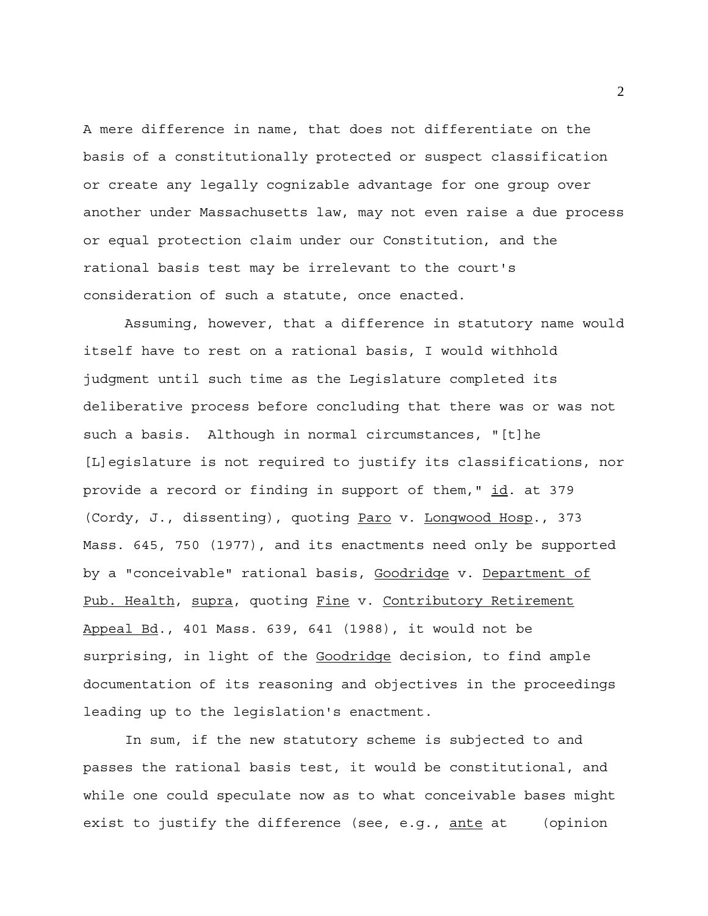A mere difference in name, that does not differentiate on the basis of a constitutionally protected or suspect classification or create any legally cognizable advantage for one group over another under Massachusetts law, may not even raise a due process or equal protection claim under our Constitution, and the rational basis test may be irrelevant to the court's consideration of such a statute, once enacted.

Assuming, however, that a difference in statutory name would itself have to rest on a rational basis, I would withhold judgment until such time as the Legislature completed its deliberative process before concluding that there was or was not such a basis. Although in normal circumstances, "[t]he [L]egislature is not required to justify its classifications, nor provide a record or finding in support of them," id. at 379 (Cordy, J., dissenting), quoting Paro v. Longwood Hosp., 373 Mass. 645, 750 (1977), and its enactments need only be supported by a "conceivable" rational basis, Goodridge v. Department of Pub. Health, supra, quoting Fine v. Contributory Retirement Appeal Bd., 401 Mass. 639, 641 (1988), it would not be surprising, in light of the Goodridge decision, to find ample documentation of its reasoning and objectives in the proceedings leading up to the legislation's enactment.

In sum, if the new statutory scheme is subjected to and passes the rational basis test, it would be constitutional, and while one could speculate now as to what conceivable bases might exist to justify the difference (see, e.g., ante at (opinion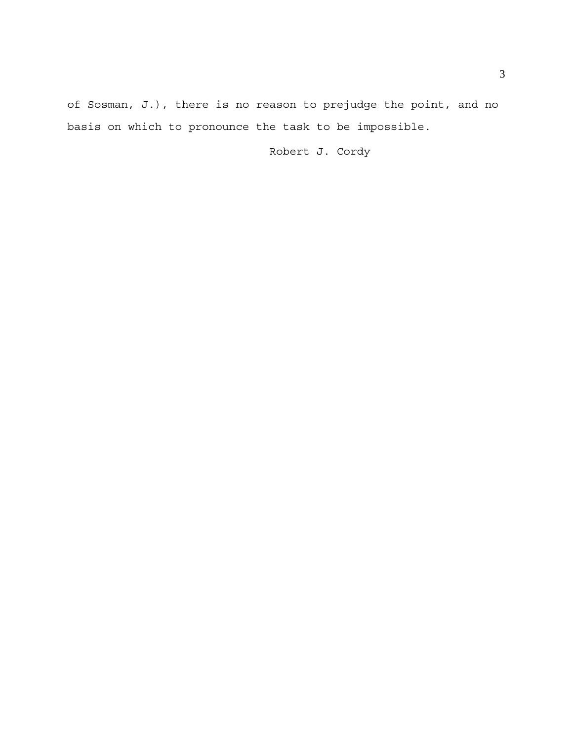of Sosman, J.), there is no reason to prejudge the point, and no basis on which to pronounce the task to be impossible.

Robert J. Cordy